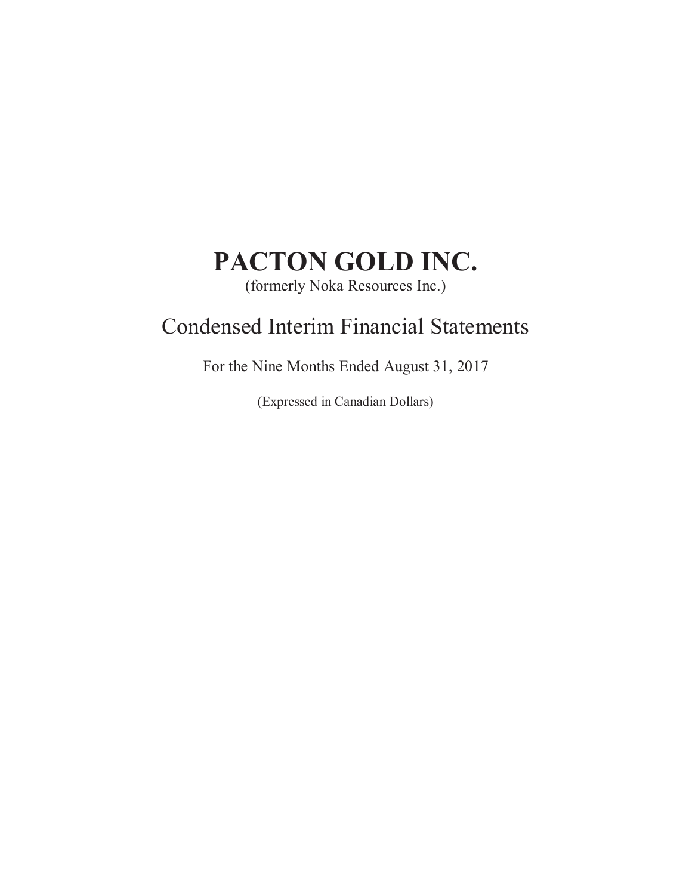# PACTON GOLD INC.

(formerly Noka Resources Inc.)

## Condensed Interim Financial Statements

For the Nine Months Ended August 31, 2017

(Expressed in Canadian Dollars)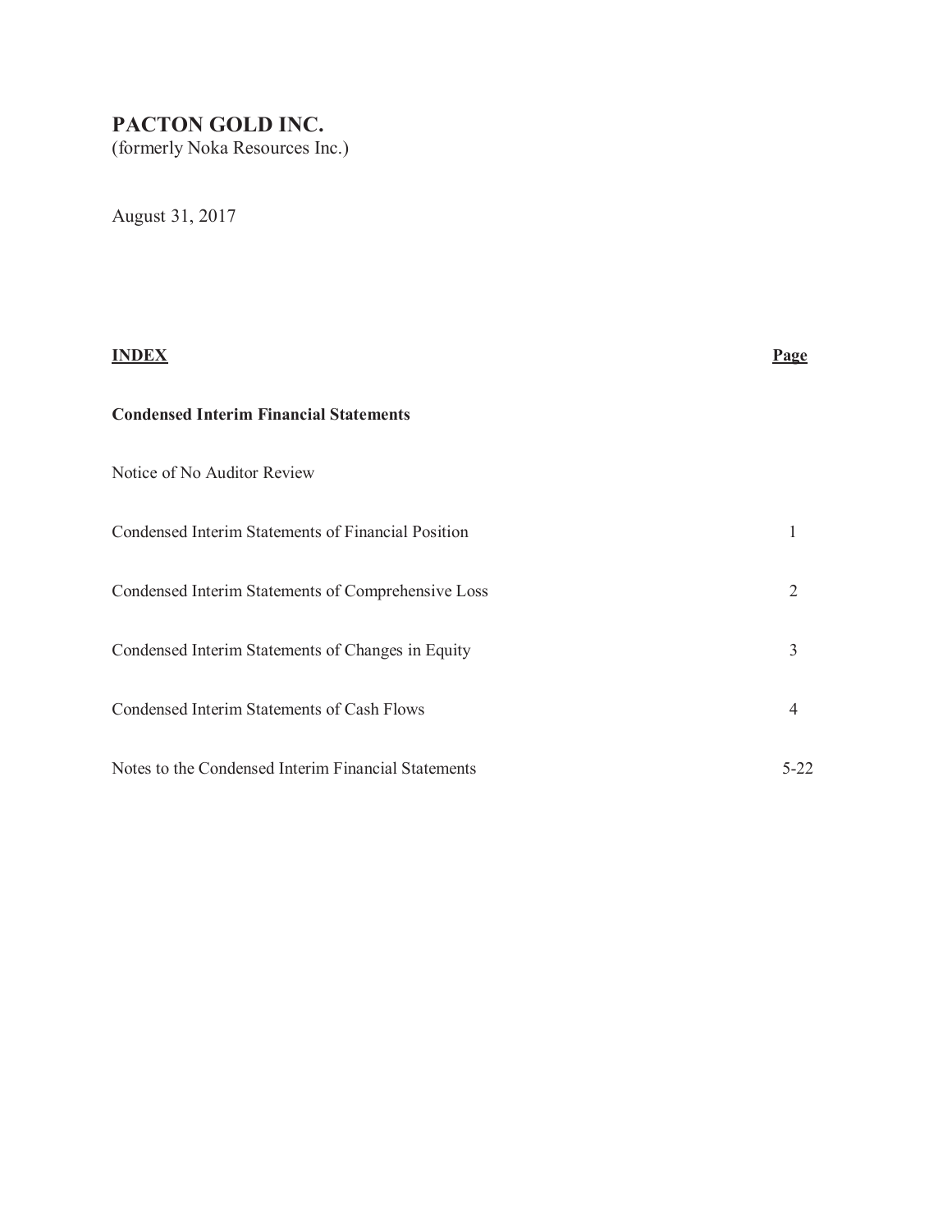# PACTON GOLD INC.

(formerly Noka Resources Inc.)

August 31, 2017

| **INDEX** | **Page** |
| --- | --- |
| **Condensed Interim Financial Statements** | |
| Notice of No Auditor Review | |
| Condensed Interim Statements of Financial Position | 1 |
| Condensed Interim Statements of Comprehensive Loss | 2 |
| Condensed Interim Statements of Changes in Equity | 3 |
| Condensed Interim Statements of Cash Flows | 4 |
| Notes to the Condensed Interim Financial Statements | 5-22 |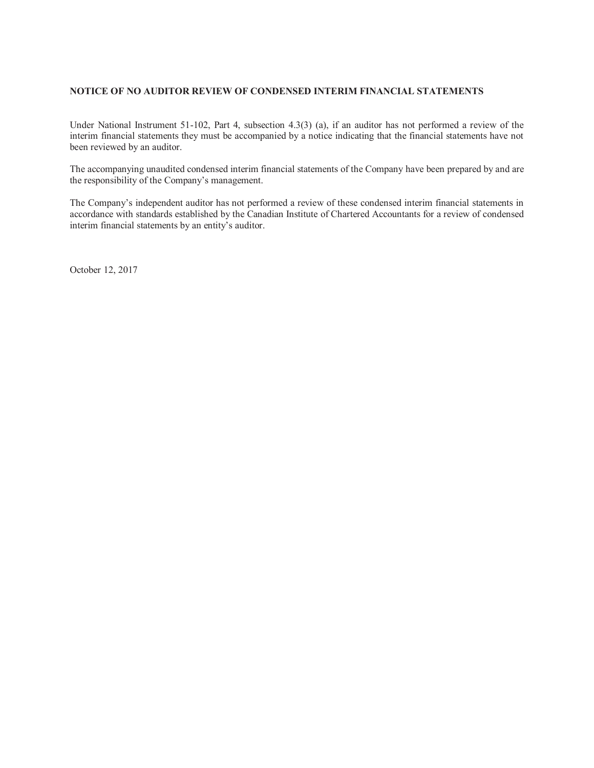**NOTICE OF NO AUDITOR REVIEW OF CONDENSED INTERIM FINANCIAL STATEMENTS**

Under National Instrument 51-102, Part 4, subsection 4.3(3) (a), if an auditor has not performed a review of the interim financial statements they must be accompanied by a notice indicating that the financial statements have not been reviewed by an auditor.

The accompanying unaudited condensed interim financial statements of the Company have been prepared by and are the responsibility of the Company's management.

The Company's independent auditor has not performed a review of these condensed interim financial statements in accordance with standards established by the Canadian Institute of Chartered Accountants for a review of condensed interim financial statements by an entity's auditor.

October 12, 2017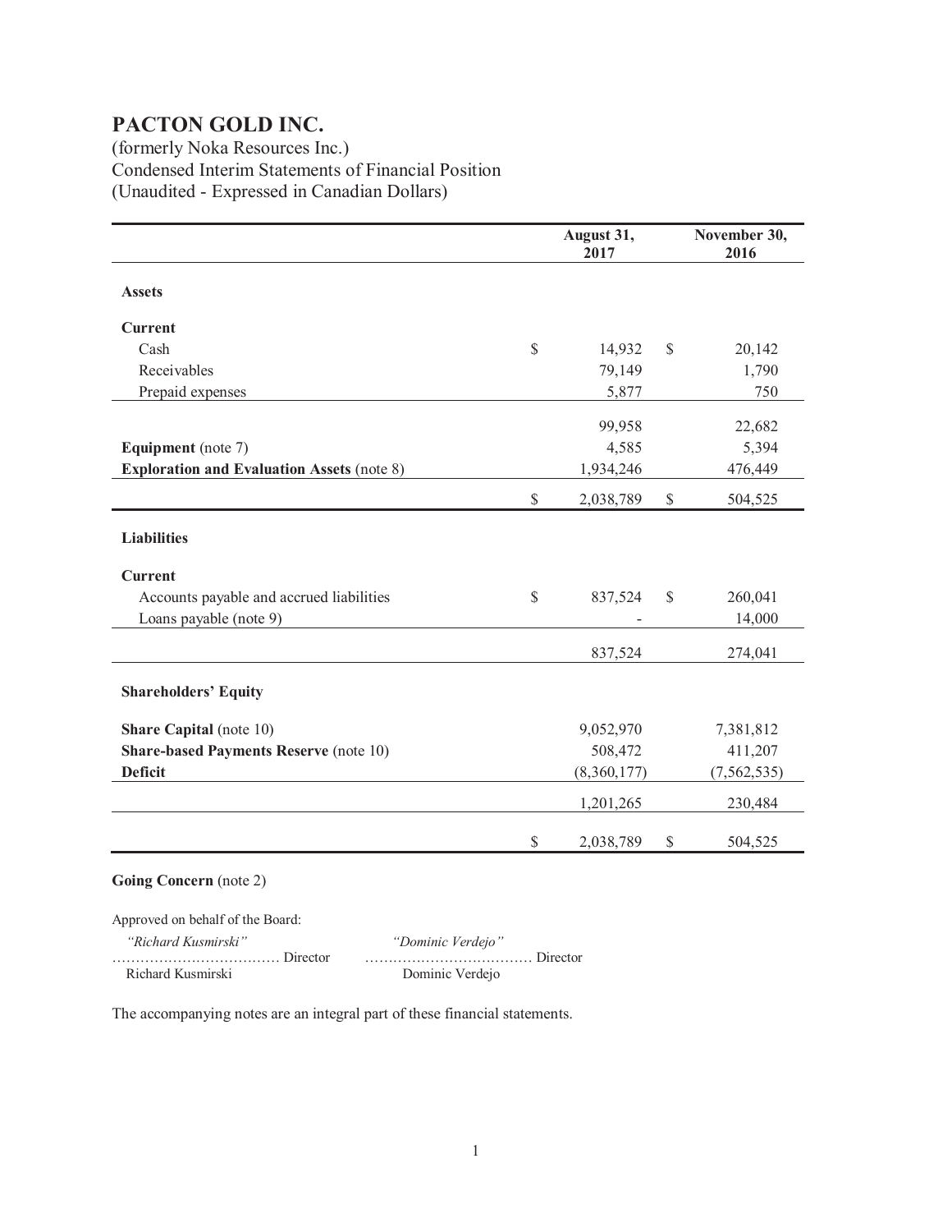# PACTON GOLD INC.

(formerly Noka Resources Inc.)
Condensed Interim Statements of Financial Position
(Unaudited - Expressed in Canadian Dollars)

| | August 31, 2017 | November 30, 2016 |
|---|---|---|
| **Assets** | | |
| **Current** | | |
| Cash | $ 14,932 | $ 20,142 |
| Receivables | 79,149 | 1,790 |
| Prepaid expenses | 5,877 | 750 |
| | 99,958 | 22,682 |
| **Equipment** (note 7) | 4,585 | 5,394 |
| **Exploration and Evaluation Assets** (note 8) | 1,934,246 | 476,449 |
| | $ 2,038,789 | $ 504,525 |
| **Liabilities** | | |
| **Current** | | |
| Accounts payable and accrued liabilities | $ 837,524 | $ 260,041 |
| Loans payable (note 9) | - | 14,000 |
| | 837,524 | 274,041 |
| **Shareholders' Equity** | | |
| **Share Capital** (note 10) | 9,052,970 | 7,381,812 |
| **Share-based Payments Reserve** (note 10) | 508,472 | 411,207 |
| **Deficit** | (8,360,177) | (7,562,535) |
| | 1,201,265 | 230,484 |
| | $ 2,038,789 | $ 504,525 |

**Going Concern** (note 2)

Approved on behalf of the Board:

*"Richard Kusmirski"* ……………………………… Director
Richard Kusmirski

*"Dominic Verdejo"* ……………………………… Director
Dominic Verdejo

The accompanying notes are an integral part of these financial statements.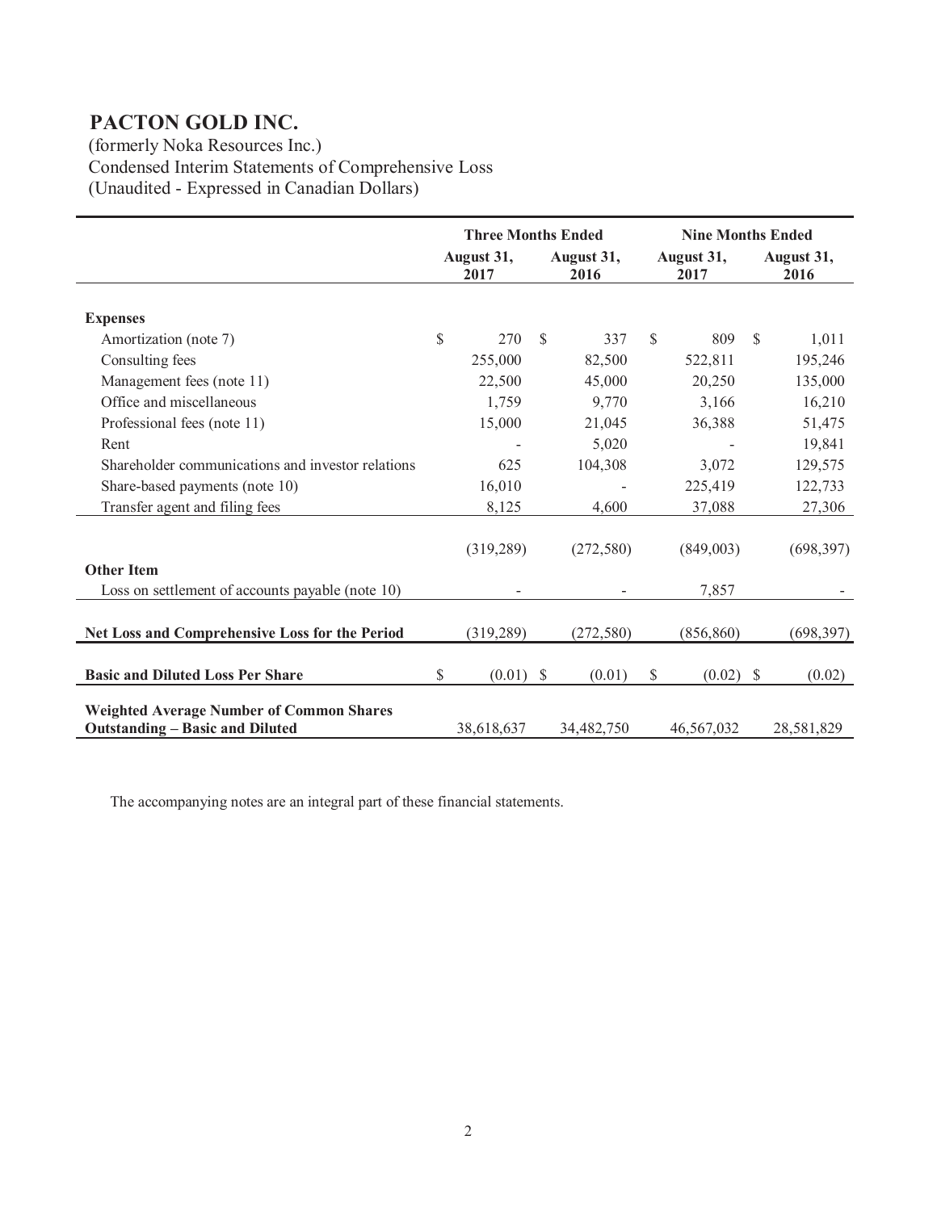# PACTON GOLD INC.

(formerly Noka Resources Inc.)
Condensed Interim Statements of Comprehensive Loss
(Unaudited - Expressed in Canadian Dollars)

| | Three Months Ended | | Nine Months Ended | |
|---|---|---|---|---|
| | August 31, 2017 | August 31, 2016 | August 31, 2017 | August 31, 2016 |
| **Expenses** | | | | |
| Amortization (note 7) | $ 270 | $ 337 | $ 809 | $ 1,011 |
| Consulting fees | 255,000 | 82,500 | 522,811 | 195,246 |
| Management fees (note 11) | 22,500 | 45,000 | 20,250 | 135,000 |
| Office and miscellaneous | 1,759 | 9,770 | 3,166 | 16,210 |
| Professional fees (note 11) | 15,000 | 21,045 | 36,388 | 51,475 |
| Rent | - | 5,020 | - | 19,841 |
| Shareholder communications and investor relations | 625 | 104,308 | 3,072 | 129,575 |
| Share-based payments (note 10) | 16,010 | - | 225,419 | 122,733 |
| Transfer agent and filing fees | 8,125 | 4,600 | 37,088 | 27,306 |
| | (319,289) | (272,580) | (849,003) | (698,397) |
| **Other Item** | | | | |
| Loss on settlement of accounts payable (note 10) | - | - | 7,857 | - |
| **Net Loss and Comprehensive Loss for the Period** | (319,289) | (272,580) | (856,860) | (698,397) |
| **Basic and Diluted Loss Per Share** | $ (0.01) | $ (0.01) | $ (0.02) | $ (0.02) |
| **Weighted Average Number of Common Shares Outstanding – Basic and Diluted** | 38,618,637 | 34,482,750 | 46,567,032 | 28,581,829 |

The accompanying notes are an integral part of these financial statements.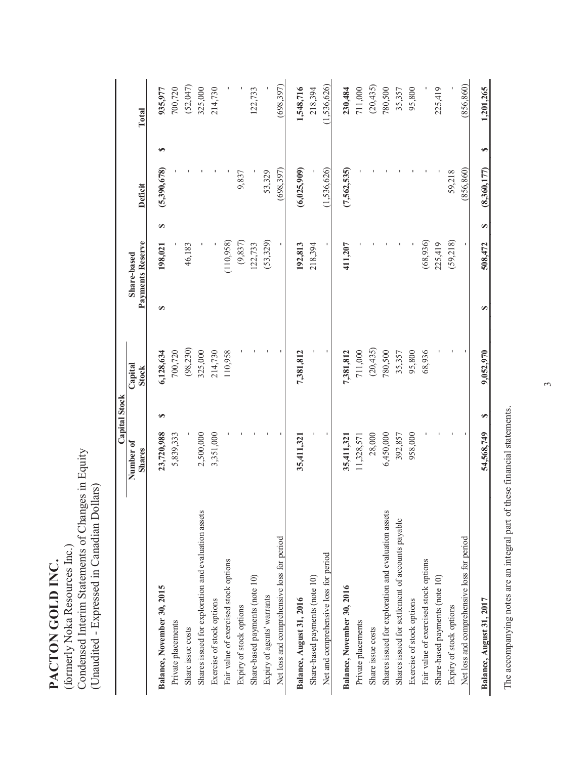# PACTON GOLD INC.

(formerly Noka Resources Inc.)
Condensed Interim Statements of Changes in Equity
(Unaudited - Expressed in Canadian Dollars)

| | Capital Stock | | | | |
|---|---|---|---|---|---|
| | Number of Shares | Capital Stock | Share-based Payments Reserve | Deficit | Total |
| **Balance, November 30, 2015** | **23,720,988** | **$ 6,128,634** | **$ 198,021** | **$ (5,390,678)** | **$ 935,977** |
| Private placements | 5,839,333 | 700,720 | - | - | 700,720 |
| Share issue costs | - | (98,230) | 46,183 | - | (52,047) |
| Shares issued for exploration and evaluation assets | 2,500,000 | 325,000 | - | - | 325,000 |
| Exercise of stock options | 3,351,000 | 214,730 | - | - | 214,730 |
| Fair value of exercised stock options | - | 110,958 | (110,958) | - | - |
| Expiry of stock options | - | - | (9,837) | 9,837 | - |
| Share-based payments (note 10) | - | - | 122,733 | - | 122,733 |
| Expiry of agents' warrants | - | - | (53,329) | 53,329 | - |
| Net loss and comprehensive loss for period | - | - | - | (698,397) | (698,397) |
| **Balance, August 31, 2016** | **35,411,321** | **7,381,812** | **192,813** | **(6,025,909)** | **1,548,716** |
| Share-based payments (note 10) | - | - | 218,394 | - | 218,394 |
| Net and comprehensive loss for period | - | - | - | (1,536,626) | (1,536,626) |
| **Balance, November 30, 2016** | **35,411,321** | **7,381,812** | **411,207** | **(7,562,535)** | **230,484** |
| Private placements | 11,328,571 | 711,000 | - | - | 711,000 |
| Share issue costs | 28,000 | (20,435) | - | - | (20,435) |
| Shares issued for exploration and evaluation assets | 6,450,000 | 780,500 | - | - | 780,500 |
| Shares issued for settlement of accounts payable | 392,857 | 35,357 | - | - | 35,357 |
| Exercise of stock options | 958,000 | 95,800 | - | - | 95,800 |
| Fair value of exercised stock options | - | 68,936 | (68,936) | - | - |
| Share-based payments (note 10) | - | - | 225,419 | - | 225,419 |
| Expiry of stock options | - | - | (59,218) | 59,218 | - |
| Net loss and comprehensive loss for period | - | - | - | (856,860) | (856,860) |
| **Balance, August 31, 2017** | **54,568,749** | **$ 9,052,970** | **$ 508,472** | **$ (8,360,177)** | **$ 1,201,265** |

The accompanying notes are an integral part of these financial statements.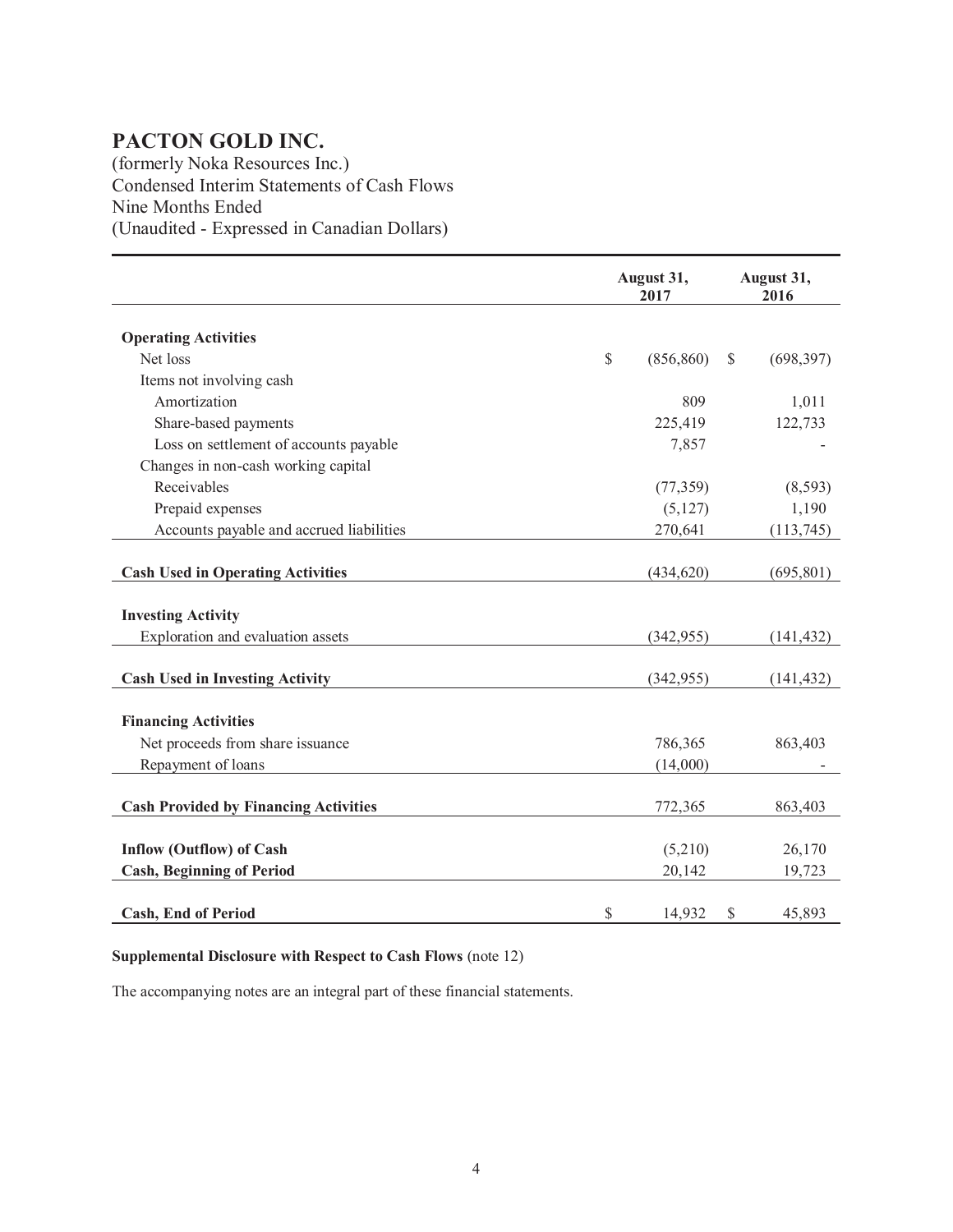# PACTON GOLD INC.

(formerly Noka Resources Inc.)
Condensed Interim Statements of Cash Flows
Nine Months Ended
(Unaudited - Expressed in Canadian Dollars)

| | August 31, 2017 | August 31, 2016 |
|---|---|---|
| **Operating Activities** | | |
| Net loss | $ (856,860) | $ (698,397) |
| Items not involving cash | | |
| Amortization | 809 | 1,011 |
| Share-based payments | 225,419 | 122,733 |
| Loss on settlement of accounts payable | 7,857 | - |
| Changes in non-cash working capital | | |
| Receivables | (77,359) | (8,593) |
| Prepaid expenses | (5,127) | 1,190 |
| Accounts payable and accrued liabilities | 270,641 | (113,745) |
| **Cash Used in Operating Activities** | (434,620) | (695,801) |
| **Investing Activity** | | |
| Exploration and evaluation assets | (342,955) | (141,432) |
| **Cash Used in Investing Activity** | (342,955) | (141,432) |
| **Financing Activities** | | |
| Net proceeds from share issuance | 786,365 | 863,403 |
| Repayment of loans | (14,000) | - |
| **Cash Provided by Financing Activities** | 772,365 | 863,403 |
| **Inflow (Outflow) of Cash** | (5,210) | 26,170 |
| **Cash, Beginning of Period** | 20,142 | 19,723 |
| **Cash, End of Period** | $ 14,932 | $ 45,893 |

**Supplemental Disclosure with Respect to Cash Flows** (note 12)

The accompanying notes are an integral part of these financial statements.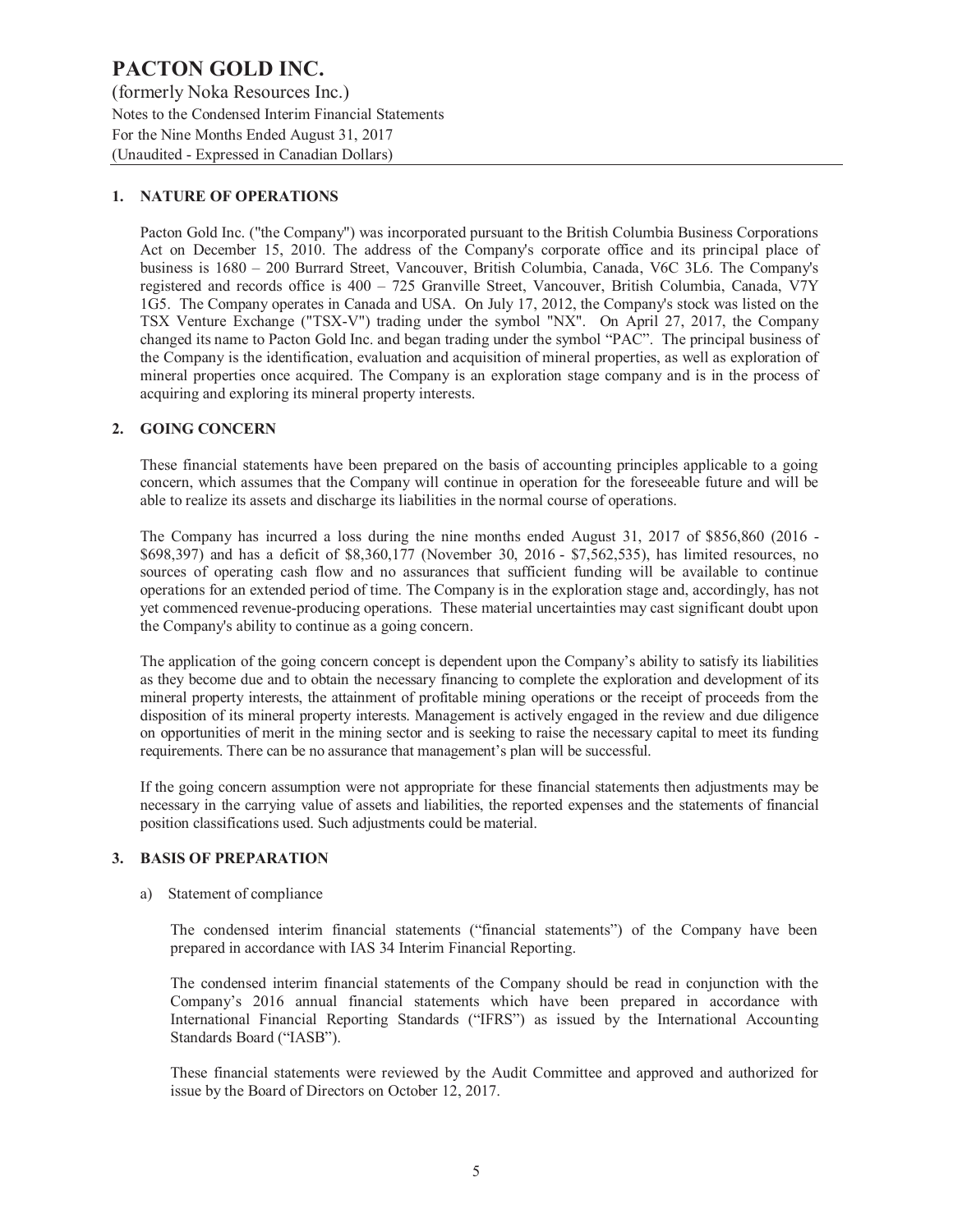# PACTON GOLD INC.

(formerly Noka Resources Inc.)
Notes to the Condensed Interim Financial Statements
For the Nine Months Ended August 31, 2017
(Unaudited - Expressed in Canadian Dollars)

## 1. NATURE OF OPERATIONS

Pacton Gold Inc. ("the Company") was incorporated pursuant to the British Columbia Business Corporations Act on December 15, 2010. The address of the Company's corporate office and its principal place of business is 1680 – 200 Burrard Street, Vancouver, British Columbia, Canada, V6C 3L6. The Company's registered and records office is 400 – 725 Granville Street, Vancouver, British Columbia, Canada, V7Y 1G5. The Company operates in Canada and USA. On July 17, 2012, the Company's stock was listed on the TSX Venture Exchange ("TSX-V") trading under the symbol "NX". On April 27, 2017, the Company changed its name to Pacton Gold Inc. and began trading under the symbol "PAC". The principal business of the Company is the identification, evaluation and acquisition of mineral properties, as well as exploration of mineral properties once acquired. The Company is an exploration stage company and is in the process of acquiring and exploring its mineral property interests.

## 2. GOING CONCERN

These financial statements have been prepared on the basis of accounting principles applicable to a going concern, which assumes that the Company will continue in operation for the foreseeable future and will be able to realize its assets and discharge its liabilities in the normal course of operations.

The Company has incurred a loss during the nine months ended August 31, 2017 of $856,860 (2016 - $698,397) and has a deficit of $8,360,177 (November 30, 2016 - $7,562,535), has limited resources, no sources of operating cash flow and no assurances that sufficient funding will be available to continue operations for an extended period of time. The Company is in the exploration stage and, accordingly, has not yet commenced revenue-producing operations. These material uncertainties may cast significant doubt upon the Company's ability to continue as a going concern.

The application of the going concern concept is dependent upon the Company's ability to satisfy its liabilities as they become due and to obtain the necessary financing to complete the exploration and development of its mineral property interests, the attainment of profitable mining operations or the receipt of proceeds from the disposition of its mineral property interests. Management is actively engaged in the review and due diligence on opportunities of merit in the mining sector and is seeking to raise the necessary capital to meet its funding requirements. There can be no assurance that management's plan will be successful.

If the going concern assumption were not appropriate for these financial statements then adjustments may be necessary in the carrying value of assets and liabilities, the reported expenses and the statements of financial position classifications used. Such adjustments could be material.

## 3. BASIS OF PREPARATION

a) Statement of compliance

The condensed interim financial statements ("financial statements") of the Company have been prepared in accordance with IAS 34 Interim Financial Reporting.

The condensed interim financial statements of the Company should be read in conjunction with the Company's 2016 annual financial statements which have been prepared in accordance with International Financial Reporting Standards ("IFRS") as issued by the International Accounting Standards Board ("IASB").

These financial statements were reviewed by the Audit Committee and approved and authorized for issue by the Board of Directors on October 12, 2017.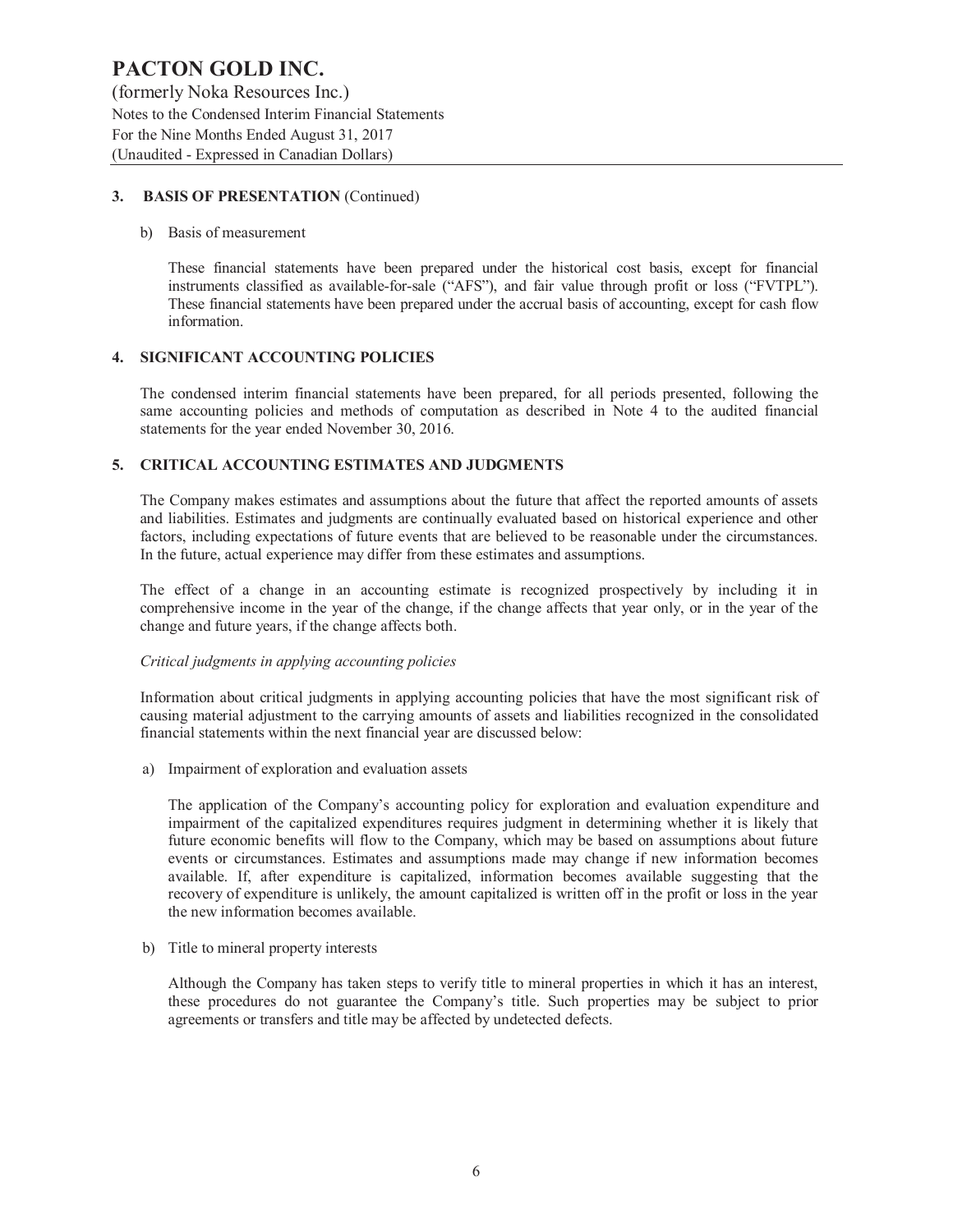## 3. BASIS OF PRESENTATION (Continued)

b) Basis of measurement

These financial statements have been prepared under the historical cost basis, except for financial instruments classified as available-for-sale ("AFS"), and fair value through profit or loss ("FVTPL"). These financial statements have been prepared under the accrual basis of accounting, except for cash flow information.

## 4. SIGNIFICANT ACCOUNTING POLICIES

The condensed interim financial statements have been prepared, for all periods presented, following the same accounting policies and methods of computation as described in Note 4 to the audited financial statements for the year ended November 30, 2016.

## 5. CRITICAL ACCOUNTING ESTIMATES AND JUDGMENTS

The Company makes estimates and assumptions about the future that affect the reported amounts of assets and liabilities. Estimates and judgments are continually evaluated based on historical experience and other factors, including expectations of future events that are believed to be reasonable under the circumstances. In the future, actual experience may differ from these estimates and assumptions.

The effect of a change in an accounting estimate is recognized prospectively by including it in comprehensive income in the year of the change, if the change affects that year only, or in the year of the change and future years, if the change affects both.

*Critical judgments in applying accounting policies*

Information about critical judgments in applying accounting policies that have the most significant risk of causing material adjustment to the carrying amounts of assets and liabilities recognized in the consolidated financial statements within the next financial year are discussed below:

a) Impairment of exploration and evaluation assets

The application of the Company's accounting policy for exploration and evaluation expenditure and impairment of the capitalized expenditures requires judgment in determining whether it is likely that future economic benefits will flow to the Company, which may be based on assumptions about future events or circumstances. Estimates and assumptions made may change if new information becomes available. If, after expenditure is capitalized, information becomes available suggesting that the recovery of expenditure is unlikely, the amount capitalized is written off in the profit or loss in the year the new information becomes available.

b) Title to mineral property interests

Although the Company has taken steps to verify title to mineral properties in which it has an interest, these procedures do not guarantee the Company's title. Such properties may be subject to prior agreements or transfers and title may be affected by undetected defects.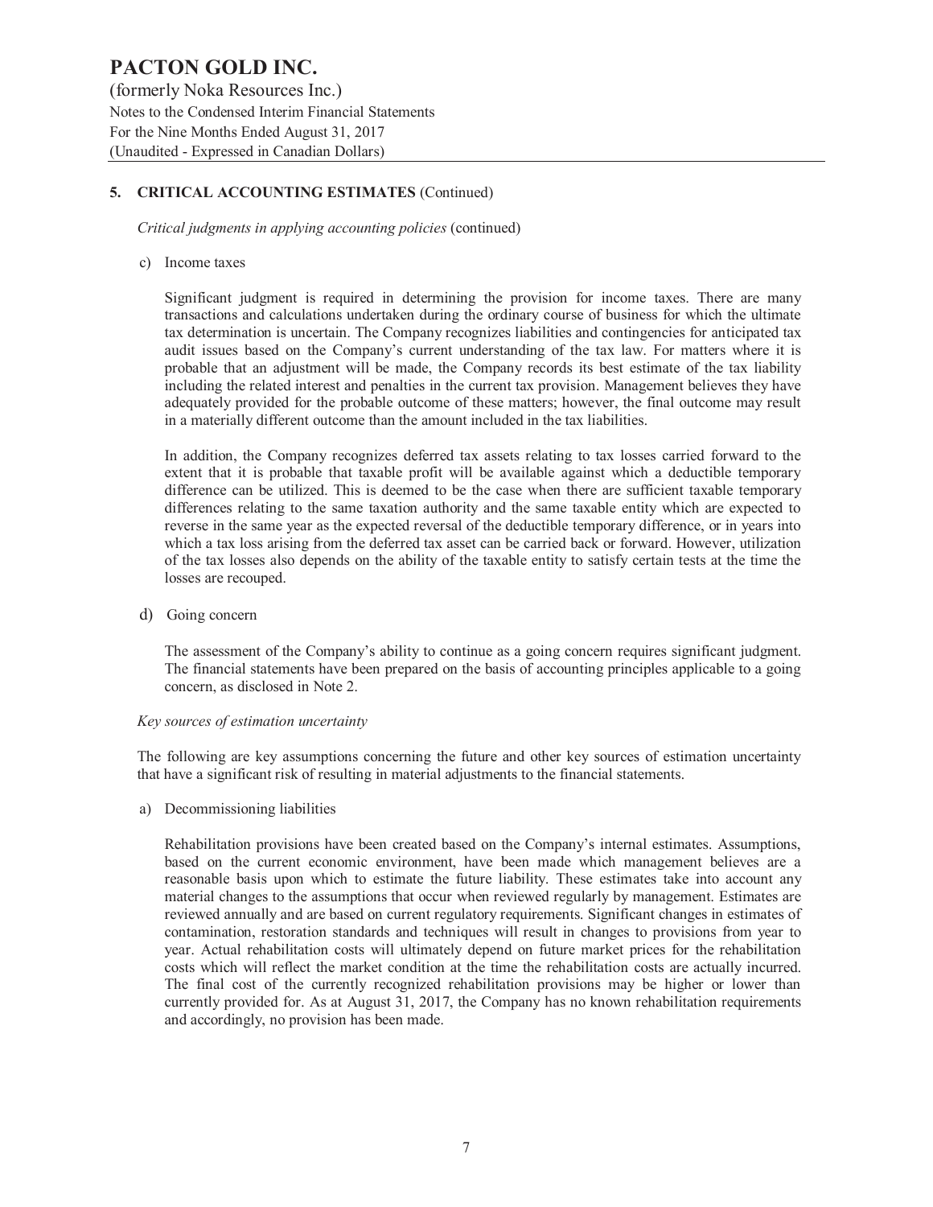## 5. CRITICAL ACCOUNTING ESTIMATES (Continued)

*Critical judgments in applying accounting policies* (continued)

c) Income taxes

Significant judgment is required in determining the provision for income taxes. There are many transactions and calculations undertaken during the ordinary course of business for which the ultimate tax determination is uncertain. The Company recognizes liabilities and contingencies for anticipated tax audit issues based on the Company's current understanding of the tax law. For matters where it is probable that an adjustment will be made, the Company records its best estimate of the tax liability including the related interest and penalties in the current tax provision. Management believes they have adequately provided for the probable outcome of these matters; however, the final outcome may result in a materially different outcome than the amount included in the tax liabilities.

In addition, the Company recognizes deferred tax assets relating to tax losses carried forward to the extent that it is probable that taxable profit will be available against which a deductible temporary difference can be utilized. This is deemed to be the case when there are sufficient taxable temporary differences relating to the same taxation authority and the same taxable entity which are expected to reverse in the same year as the expected reversal of the deductible temporary difference, or in years into which a tax loss arising from the deferred tax asset can be carried back or forward. However, utilization of the tax losses also depends on the ability of the taxable entity to satisfy certain tests at the time the losses are recouped.

d) Going concern

The assessment of the Company's ability to continue as a going concern requires significant judgment. The financial statements have been prepared on the basis of accounting principles applicable to a going concern, as disclosed in Note 2.

*Key sources of estimation uncertainty*

The following are key assumptions concerning the future and other key sources of estimation uncertainty that have a significant risk of resulting in material adjustments to the financial statements.

a) Decommissioning liabilities

Rehabilitation provisions have been created based on the Company's internal estimates. Assumptions, based on the current economic environment, have been made which management believes are a reasonable basis upon which to estimate the future liability. These estimates take into account any material changes to the assumptions that occur when reviewed regularly by management. Estimates are reviewed annually and are based on current regulatory requirements. Significant changes in estimates of contamination, restoration standards and techniques will result in changes to provisions from year to year. Actual rehabilitation costs will ultimately depend on future market prices for the rehabilitation costs which will reflect the market condition at the time the rehabilitation costs are actually incurred. The final cost of the currently recognized rehabilitation provisions may be higher or lower than currently provided for. As at August 31, 2017, the Company has no known rehabilitation requirements and accordingly, no provision has been made.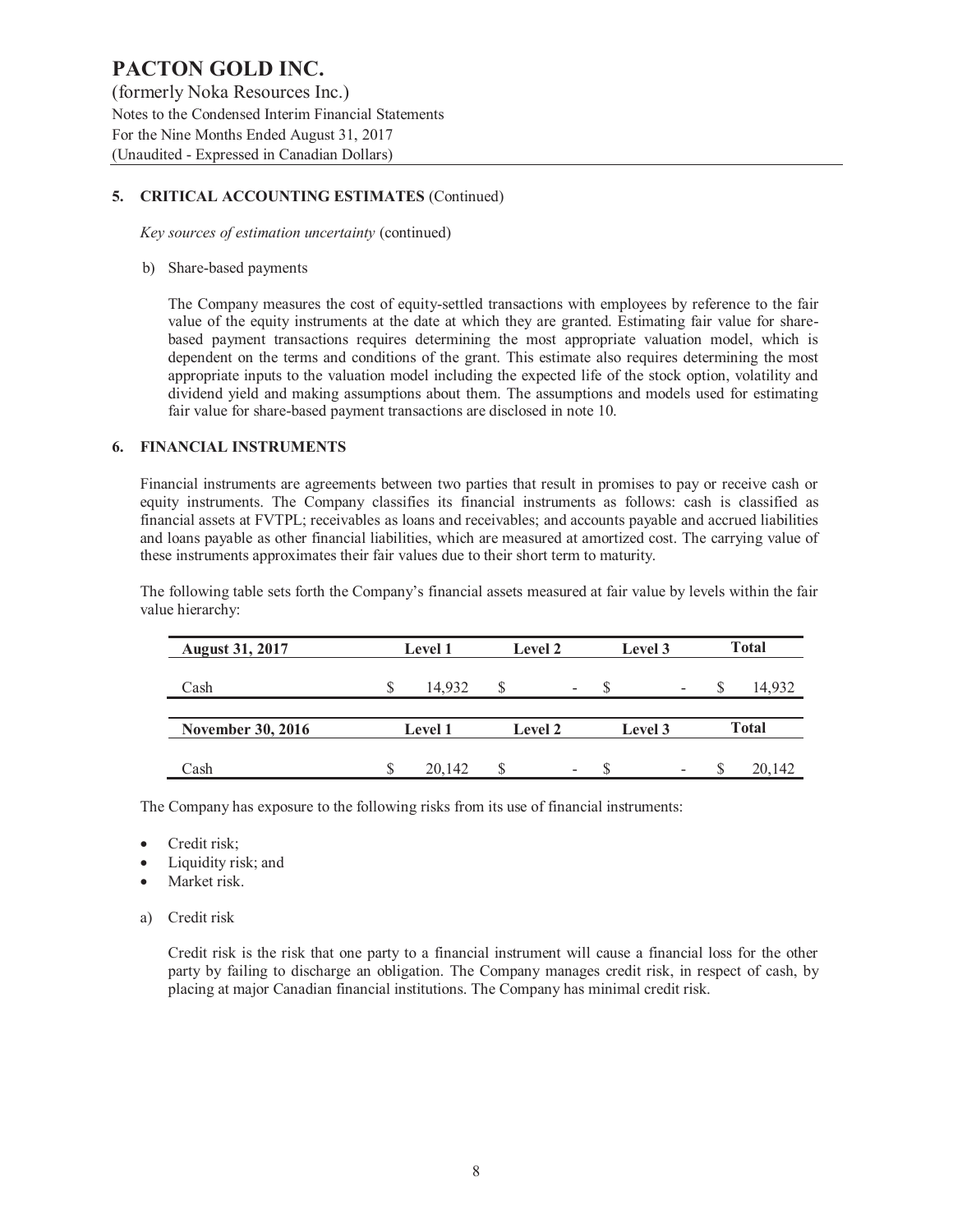## 5. CRITICAL ACCOUNTING ESTIMATES (Continued)

*Key sources of estimation uncertainty* (continued)

b) Share-based payments

The Company measures the cost of equity-settled transactions with employees by reference to the fair value of the equity instruments at the date at which they are granted. Estimating fair value for share-based payment transactions requires determining the most appropriate valuation model, which is dependent on the terms and conditions of the grant. This estimate also requires determining the most appropriate inputs to the valuation model including the expected life of the stock option, volatility and dividend yield and making assumptions about them. The assumptions and models used for estimating fair value for share-based payment transactions are disclosed in note 10.

## 6. FINANCIAL INSTRUMENTS

Financial instruments are agreements between two parties that result in promises to pay or receive cash or equity instruments. The Company classifies its financial instruments as follows: cash is classified as financial assets at FVTPL; receivables as loans and receivables; and accounts payable and accrued liabilities and loans payable as other financial liabilities, which are measured at amortized cost. The carrying value of these instruments approximates their fair values due to their short term to maturity.

The following table sets forth the Company's financial assets measured at fair value by levels within the fair value hierarchy:

| August 31, 2017 | Level 1 | Level 2 | Level 3 | Total |
|---|---|---|---|---|
| Cash | $ 14,932 | $ - | $ - | $ 14,932 |
| **November 30, 2016** | **Level 1** | **Level 2** | **Level 3** | **Total** |
| Cash | $ 20,142 | $ - | $ - | $ 20,142 |

The Company has exposure to the following risks from its use of financial instruments:

- Credit risk;
- Liquidity risk; and
- Market risk.

a) Credit risk

Credit risk is the risk that one party to a financial instrument will cause a financial loss for the other party by failing to discharge an obligation. The Company manages credit risk, in respect of cash, by placing at major Canadian financial institutions. The Company has minimal credit risk.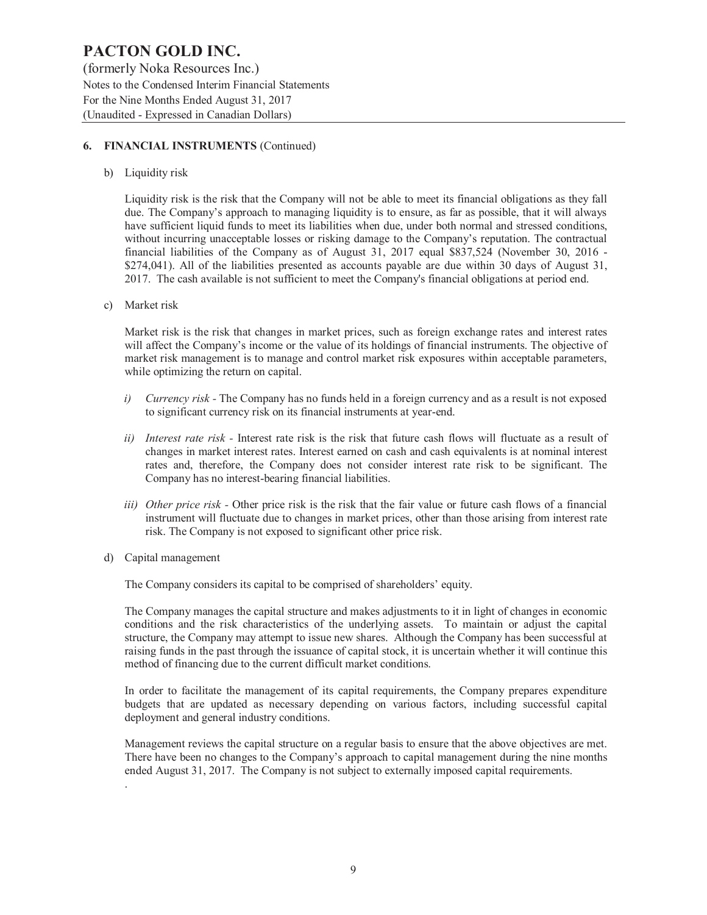## 6. FINANCIAL INSTRUMENTS (Continued)

b) Liquidity risk

Liquidity risk is the risk that the Company will not be able to meet its financial obligations as they fall due. The Company's approach to managing liquidity is to ensure, as far as possible, that it will always have sufficient liquid funds to meet its liabilities when due, under both normal and stressed conditions, without incurring unacceptable losses or risking damage to the Company's reputation. The contractual financial liabilities of the Company as of August 31, 2017 equal $837,524 (November 30, 2016 - $274,041). All of the liabilities presented as accounts payable are due within 30 days of August 31, 2017. The cash available is not sufficient to meet the Company's financial obligations at period end.

c) Market risk

Market risk is the risk that changes in market prices, such as foreign exchange rates and interest rates will affect the Company's income or the value of its holdings of financial instruments. The objective of market risk management is to manage and control market risk exposures within acceptable parameters, while optimizing the return on capital.

*i) Currency risk* - The Company has no funds held in a foreign currency and as a result is not exposed to significant currency risk on its financial instruments at year-end.

*ii) Interest rate risk* - Interest rate risk is the risk that future cash flows will fluctuate as a result of changes in market interest rates. Interest earned on cash and cash equivalents is at nominal interest rates and, therefore, the Company does not consider interest rate risk to be significant. The Company has no interest-bearing financial liabilities.

*iii) Other price risk* - Other price risk is the risk that the fair value or future cash flows of a financial instrument will fluctuate due to changes in market prices, other than those arising from interest rate risk. The Company is not exposed to significant other price risk.

d) Capital management

The Company considers its capital to be comprised of shareholders' equity.

The Company manages the capital structure and makes adjustments to it in light of changes in economic conditions and the risk characteristics of the underlying assets. To maintain or adjust the capital structure, the Company may attempt to issue new shares. Although the Company has been successful at raising funds in the past through the issuance of capital stock, it is uncertain whether it will continue this method of financing due to the current difficult market conditions.

In order to facilitate the management of its capital requirements, the Company prepares expenditure budgets that are updated as necessary depending on various factors, including successful capital deployment and general industry conditions.

Management reviews the capital structure on a regular basis to ensure that the above objectives are met. There have been no changes to the Company's approach to capital management during the nine months ended August 31, 2017. The Company is not subject to externally imposed capital requirements.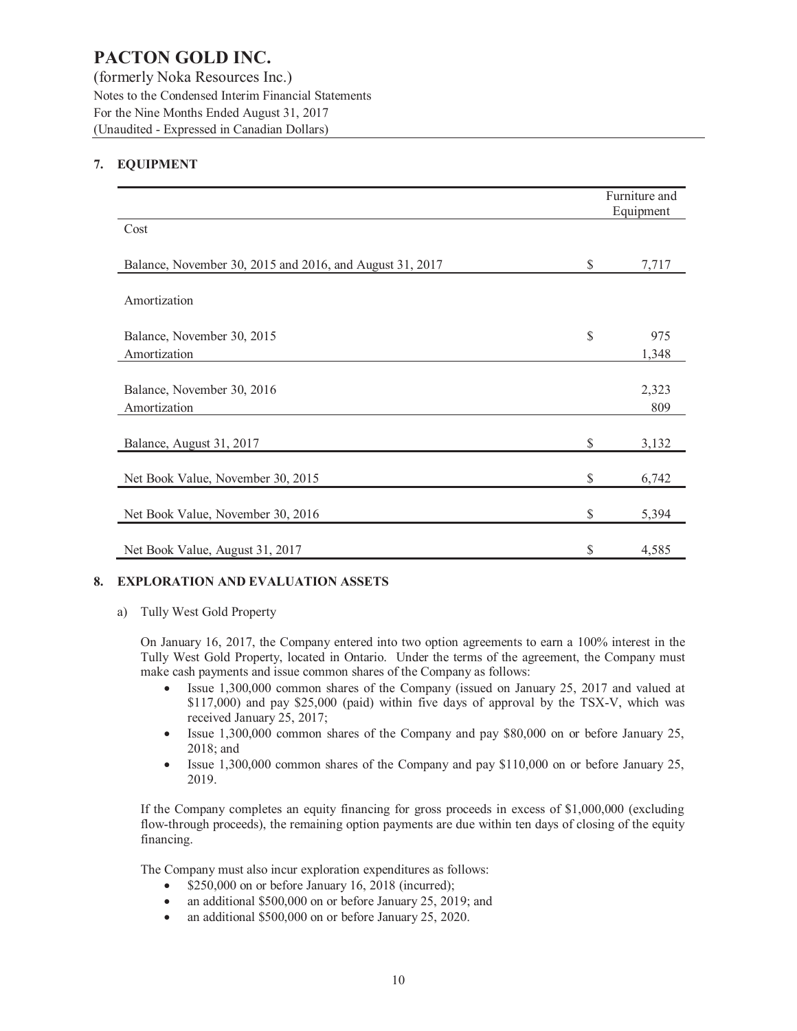# PACTON GOLD INC.

(formerly Noka Resources Inc.)
Notes to the Condensed Interim Financial Statements
For the Nine Months Ended August 31, 2017
(Unaudited - Expressed in Canadian Dollars)

## 7. EQUIPMENT

| | | Furniture and Equipment |
|---|---|---|
| Cost | | |
| Balance, November 30, 2015 and 2016, and August 31, 2017 | $ | 7,717 |
| Amortization | | |
| Balance, November 30, 2015 | $ | 975 |
| Amortization | | 1,348 |
| Balance, November 30, 2016 | | 2,323 |
| Amortization | | 809 |
| Balance, August 31, 2017 | $ | 3,132 |
| Net Book Value, November 30, 2015 | $ | 6,742 |
| Net Book Value, November 30, 2016 | $ | 5,394 |
| Net Book Value, August 31, 2017 | $ | 4,585 |

## 8. EXPLORATION AND EVALUATION ASSETS

a) Tully West Gold Property

On January 16, 2017, the Company entered into two option agreements to earn a 100% interest in the Tully West Gold Property, located in Ontario. Under the terms of the agreement, the Company must make cash payments and issue common shares of the Company as follows:

- Issue 1,300,000 common shares of the Company (issued on January 25, 2017 and valued at $117,000) and pay $25,000 (paid) within five days of approval by the TSX-V, which was received January 25, 2017;
- Issue 1,300,000 common shares of the Company and pay $80,000 on or before January 25, 2018; and
- Issue 1,300,000 common shares of the Company and pay $110,000 on or before January 25, 2019.

If the Company completes an equity financing for gross proceeds in excess of $1,000,000 (excluding flow-through proceeds), the remaining option payments are due within ten days of closing of the equity financing.

The Company must also incur exploration expenditures as follows:

- $250,000 on or before January 16, 2018 (incurred);
- an additional $500,000 on or before January 25, 2019; and
- an additional $500,000 on or before January 25, 2020.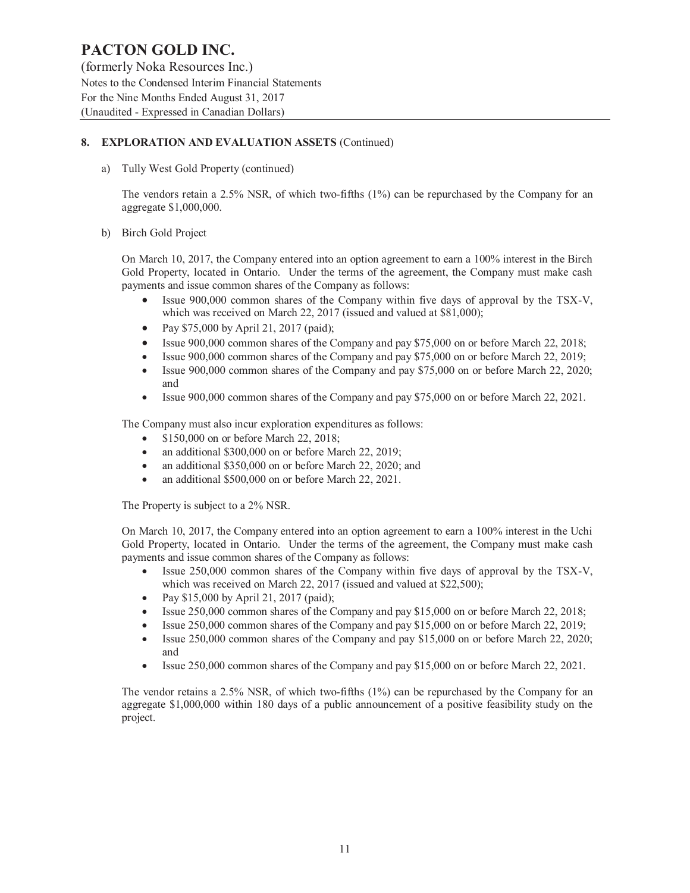## 8. EXPLORATION AND EVALUATION ASSETS (Continued)

a) Tully West Gold Property (continued)

The vendors retain a 2.5% NSR, of which two-fifths (1%) can be repurchased by the Company for an aggregate $1,000,000.

b) Birch Gold Project

On March 10, 2017, the Company entered into an option agreement to earn a 100% interest in the Birch Gold Property, located in Ontario. Under the terms of the agreement, the Company must make cash payments and issue common shares of the Company as follows:

- Issue 900,000 common shares of the Company within five days of approval by the TSX-V, which was received on March 22, 2017 (issued and valued at $81,000);
- Pay $75,000 by April 21, 2017 (paid);
- Issue 900,000 common shares of the Company and pay $75,000 on or before March 22, 2018;
- Issue 900,000 common shares of the Company and pay $75,000 on or before March 22, 2019;
- Issue 900,000 common shares of the Company and pay $75,000 on or before March 22, 2020; and
- Issue 900,000 common shares of the Company and pay $75,000 on or before March 22, 2021.

The Company must also incur exploration expenditures as follows:

- $150,000 on or before March 22, 2018;
- an additional $300,000 on or before March 22, 2019;
- an additional $350,000 on or before March 22, 2020; and
- an additional $500,000 on or before March 22, 2021.

The Property is subject to a 2% NSR.

On March 10, 2017, the Company entered into an option agreement to earn a 100% interest in the Uchi Gold Property, located in Ontario. Under the terms of the agreement, the Company must make cash payments and issue common shares of the Company as follows:

- Issue 250,000 common shares of the Company within five days of approval by the TSX-V, which was received on March 22, 2017 (issued and valued at $22,500);
- Pay $15,000 by April 21, 2017 (paid);
- Issue 250,000 common shares of the Company and pay $15,000 on or before March 22, 2018;
- Issue 250,000 common shares of the Company and pay $15,000 on or before March 22, 2019;
- Issue 250,000 common shares of the Company and pay $15,000 on or before March 22, 2020; and
- Issue 250,000 common shares of the Company and pay $15,000 on or before March 22, 2021.

The vendor retains a 2.5% NSR, of which two-fifths (1%) can be repurchased by the Company for an aggregate $1,000,000 within 180 days of a public announcement of a positive feasibility study on the project.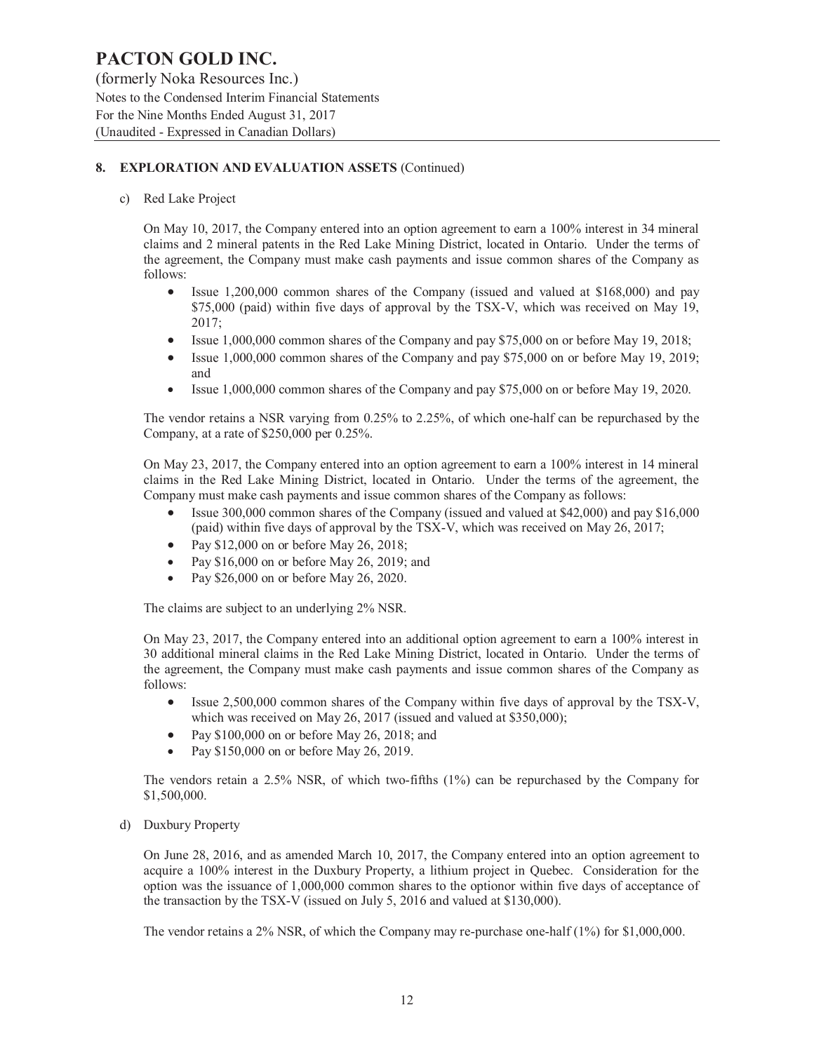## 8. EXPLORATION AND EVALUATION ASSETS (Continued)

c) Red Lake Project

On May 10, 2017, the Company entered into an option agreement to earn a 100% interest in 34 mineral claims and 2 mineral patents in the Red Lake Mining District, located in Ontario. Under the terms of the agreement, the Company must make cash payments and issue common shares of the Company as follows:

- Issue 1,200,000 common shares of the Company (issued and valued at $168,000) and pay $75,000 (paid) within five days of approval by the TSX-V, which was received on May 19, 2017;
- Issue 1,000,000 common shares of the Company and pay $75,000 on or before May 19, 2018;
- Issue 1,000,000 common shares of the Company and pay $75,000 on or before May 19, 2019; and
- Issue 1,000,000 common shares of the Company and pay $75,000 on or before May 19, 2020.

The vendor retains a NSR varying from 0.25% to 2.25%, of which one-half can be repurchased by the Company, at a rate of $250,000 per 0.25%.

On May 23, 2017, the Company entered into an option agreement to earn a 100% interest in 14 mineral claims in the Red Lake Mining District, located in Ontario. Under the terms of the agreement, the Company must make cash payments and issue common shares of the Company as follows:

- Issue 300,000 common shares of the Company (issued and valued at $42,000) and pay $16,000 (paid) within five days of approval by the TSX-V, which was received on May 26, 2017;
- Pay $12,000 on or before May 26, 2018;
- Pay $16,000 on or before May 26, 2019; and
- Pay $26,000 on or before May 26, 2020.

The claims are subject to an underlying 2% NSR.

On May 23, 2017, the Company entered into an additional option agreement to earn a 100% interest in 30 additional mineral claims in the Red Lake Mining District, located in Ontario. Under the terms of the agreement, the Company must make cash payments and issue common shares of the Company as follows:

- Issue 2,500,000 common shares of the Company within five days of approval by the TSX-V, which was received on May 26, 2017 (issued and valued at $350,000);
- Pay $100,000 on or before May 26, 2018; and
- Pay $150,000 on or before May 26, 2019.

The vendors retain a 2.5% NSR, of which two-fifths (1%) can be repurchased by the Company for $1,500,000.

d) Duxbury Property

On June 28, 2016, and as amended March 10, 2017, the Company entered into an option agreement to acquire a 100% interest in the Duxbury Property, a lithium project in Quebec. Consideration for the option was the issuance of 1,000,000 common shares to the optionor within five days of acceptance of the transaction by the TSX-V (issued on July 5, 2016 and valued at $130,000).

The vendor retains a 2% NSR, of which the Company may re-purchase one-half (1%) for $1,000,000.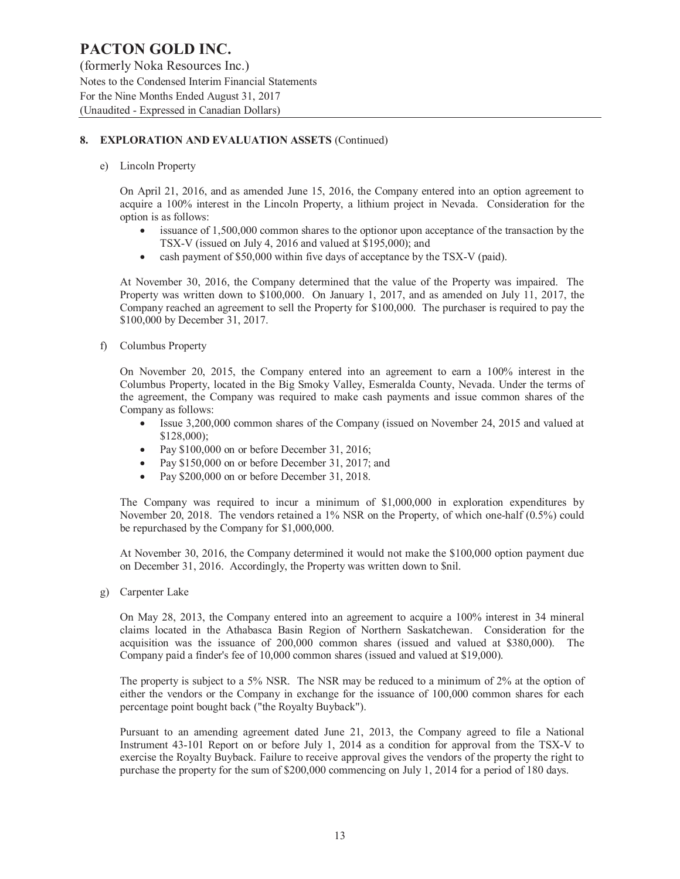## 8. EXPLORATION AND EVALUATION ASSETS (Continued)

e) Lincoln Property

On April 21, 2016, and as amended June 15, 2016, the Company entered into an option agreement to acquire a 100% interest in the Lincoln Property, a lithium project in Nevada. Consideration for the option is as follows:

- issuance of 1,500,000 common shares to the optionor upon acceptance of the transaction by the TSX-V (issued on July 4, 2016 and valued at $195,000); and
- cash payment of $50,000 within five days of acceptance by the TSX-V (paid).

At November 30, 2016, the Company determined that the value of the Property was impaired. The Property was written down to $100,000. On January 1, 2017, and as amended on July 11, 2017, the Company reached an agreement to sell the Property for $100,000. The purchaser is required to pay the $100,000 by December 31, 2017.

f) Columbus Property

On November 20, 2015, the Company entered into an agreement to earn a 100% interest in the Columbus Property, located in the Big Smoky Valley, Esmeralda County, Nevada. Under the terms of the agreement, the Company was required to make cash payments and issue common shares of the Company as follows:

- Issue 3,200,000 common shares of the Company (issued on November 24, 2015 and valued at $128,000);
- Pay $100,000 on or before December 31, 2016;
- Pay $150,000 on or before December 31, 2017; and
- Pay $200,000 on or before December 31, 2018.

The Company was required to incur a minimum of $1,000,000 in exploration expenditures by November 20, 2018. The vendors retained a 1% NSR on the Property, of which one-half (0.5%) could be repurchased by the Company for $1,000,000.

At November 30, 2016, the Company determined it would not make the $100,000 option payment due on December 31, 2016. Accordingly, the Property was written down to $nil.

g) Carpenter Lake

On May 28, 2013, the Company entered into an agreement to acquire a 100% interest in 34 mineral claims located in the Athabasca Basin Region of Northern Saskatchewan. Consideration for the acquisition was the issuance of 200,000 common shares (issued and valued at $380,000). The Company paid a finder's fee of 10,000 common shares (issued and valued at $19,000).

The property is subject to a 5% NSR. The NSR may be reduced to a minimum of 2% at the option of either the vendors or the Company in exchange for the issuance of 100,000 common shares for each percentage point bought back ("the Royalty Buyback").

Pursuant to an amending agreement dated June 21, 2013, the Company agreed to file a National Instrument 43-101 Report on or before July 1, 2014 as a condition for approval from the TSX-V to exercise the Royalty Buyback. Failure to receive approval gives the vendors of the property the right to purchase the property for the sum of $200,000 commencing on July 1, 2014 for a period of 180 days.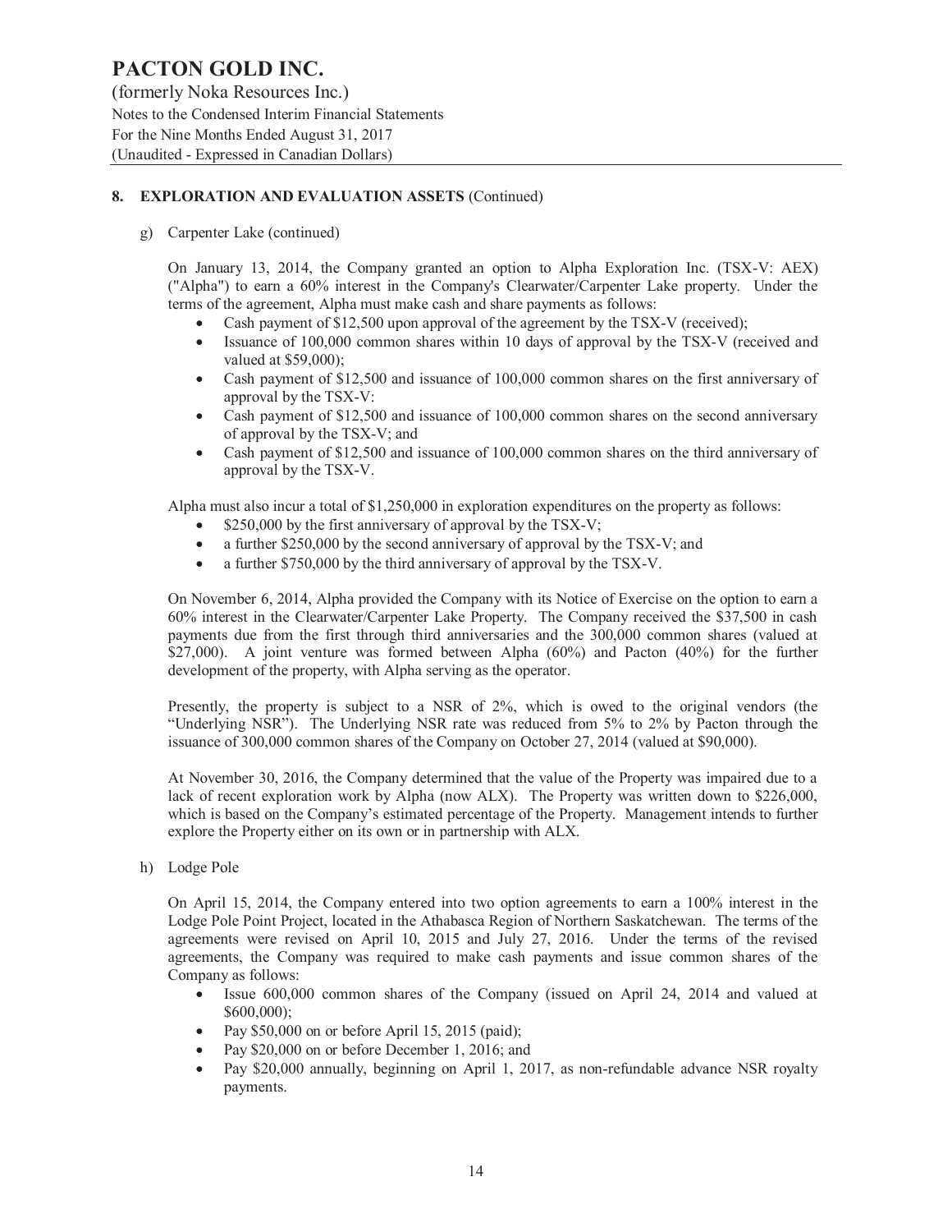## 8. EXPLORATION AND EVALUATION ASSETS (Continued)

g) Carpenter Lake (continued)

On January 13, 2014, the Company granted an option to Alpha Exploration Inc. (TSX-V: AEX) ("Alpha") to earn a 60% interest in the Company's Clearwater/Carpenter Lake property. Under the terms of the agreement, Alpha must make cash and share payments as follows:

- Cash payment of $12,500 upon approval of the agreement by the TSX-V (received);
- Issuance of 100,000 common shares within 10 days of approval by the TSX-V (received and valued at $59,000);
- Cash payment of $12,500 and issuance of 100,000 common shares on the first anniversary of approval by the TSX-V:
- Cash payment of $12,500 and issuance of 100,000 common shares on the second anniversary of approval by the TSX-V; and
- Cash payment of $12,500 and issuance of 100,000 common shares on the third anniversary of approval by the TSX-V.

Alpha must also incur a total of $1,250,000 in exploration expenditures on the property as follows:

- $250,000 by the first anniversary of approval by the TSX-V;
- a further $250,000 by the second anniversary of approval by the TSX-V; and
- a further $750,000 by the third anniversary of approval by the TSX-V.

On November 6, 2014, Alpha provided the Company with its Notice of Exercise on the option to earn a 60% interest in the Clearwater/Carpenter Lake Property. The Company received the $37,500 in cash payments due from the first through third anniversaries and the 300,000 common shares (valued at $27,000). A joint venture was formed between Alpha (60%) and Pacton (40%) for the further development of the property, with Alpha serving as the operator.

Presently, the property is subject to a NSR of 2%, which is owed to the original vendors (the "Underlying NSR"). The Underlying NSR rate was reduced from 5% to 2% by Pacton through the issuance of 300,000 common shares of the Company on October 27, 2014 (valued at $90,000).

At November 30, 2016, the Company determined that the value of the Property was impaired due to a lack of recent exploration work by Alpha (now ALX). The Property was written down to $226,000, which is based on the Company's estimated percentage of the Property. Management intends to further explore the Property either on its own or in partnership with ALX.

h) Lodge Pole

On April 15, 2014, the Company entered into two option agreements to earn a 100% interest in the Lodge Pole Point Project, located in the Athabasca Region of Northern Saskatchewan. The terms of the agreements were revised on April 10, 2015 and July 27, 2016. Under the terms of the revised agreements, the Company was required to make cash payments and issue common shares of the Company as follows:

- Issue 600,000 common shares of the Company (issued on April 24, 2014 and valued at $600,000);
- Pay $50,000 on or before April 15, 2015 (paid);
- Pay $20,000 on or before December 1, 2016; and
- Pay $20,000 annually, beginning on April 1, 2017, as non-refundable advance NSR royalty payments.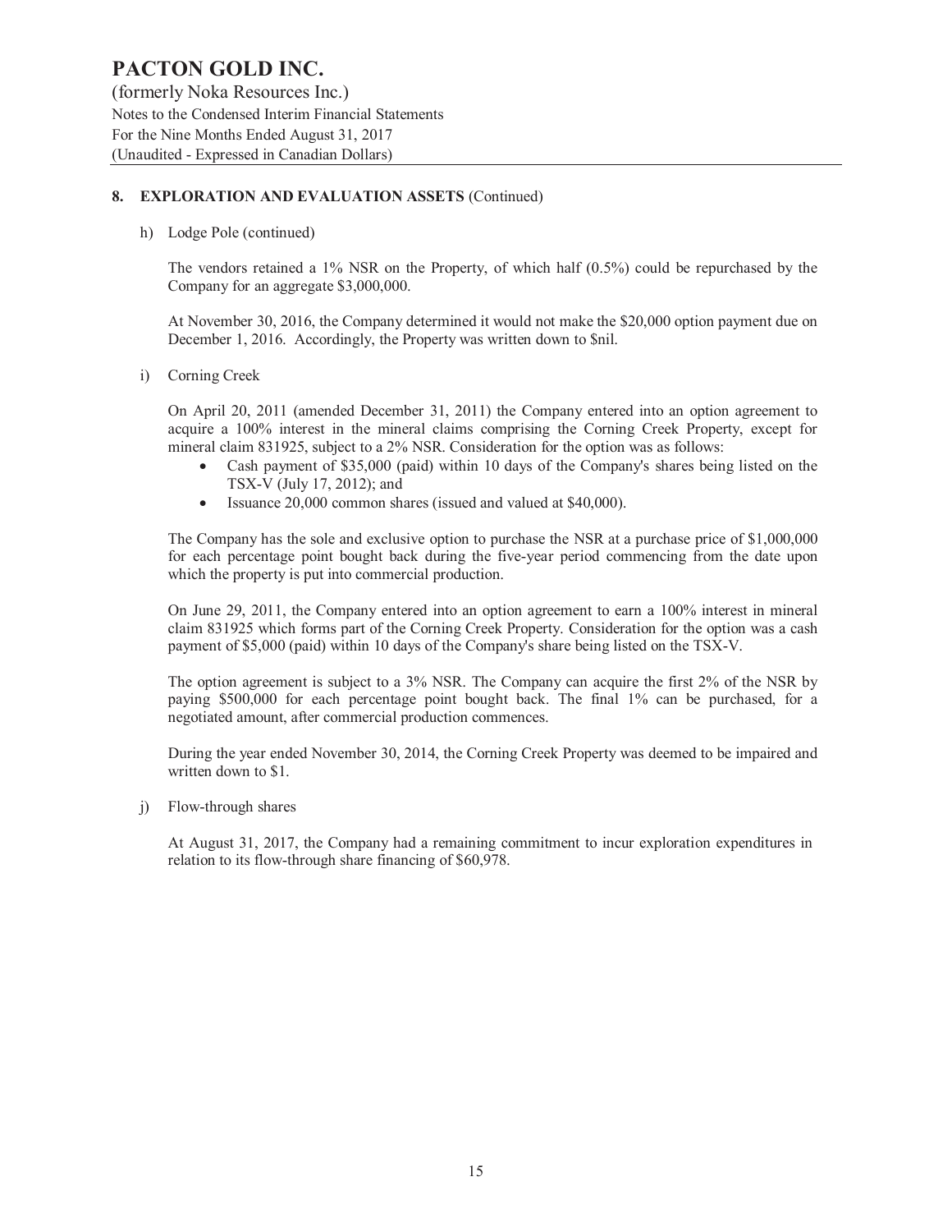## 8. EXPLORATION AND EVALUATION ASSETS (Continued)

h) Lodge Pole (continued)

The vendors retained a 1% NSR on the Property, of which half (0.5%) could be repurchased by the Company for an aggregate $3,000,000.

At November 30, 2016, the Company determined it would not make the $20,000 option payment due on December 1, 2016. Accordingly, the Property was written down to $nil.

i) Corning Creek

On April 20, 2011 (amended December 31, 2011) the Company entered into an option agreement to acquire a 100% interest in the mineral claims comprising the Corning Creek Property, except for mineral claim 831925, subject to a 2% NSR. Consideration for the option was as follows:

- Cash payment of $35,000 (paid) within 10 days of the Company's shares being listed on the TSX-V (July 17, 2012); and
- Issuance 20,000 common shares (issued and valued at $40,000).

The Company has the sole and exclusive option to purchase the NSR at a purchase price of $1,000,000 for each percentage point bought back during the five-year period commencing from the date upon which the property is put into commercial production.

On June 29, 2011, the Company entered into an option agreement to earn a 100% interest in mineral claim 831925 which forms part of the Corning Creek Property. Consideration for the option was a cash payment of $5,000 (paid) within 10 days of the Company's share being listed on the TSX-V.

The option agreement is subject to a 3% NSR. The Company can acquire the first 2% of the NSR by paying $500,000 for each percentage point bought back. The final 1% can be purchased, for a negotiated amount, after commercial production commences.

During the year ended November 30, 2014, the Corning Creek Property was deemed to be impaired and written down to $1.

j) Flow-through shares

At August 31, 2017, the Company had a remaining commitment to incur exploration expenditures in relation to its flow-through share financing of $60,978.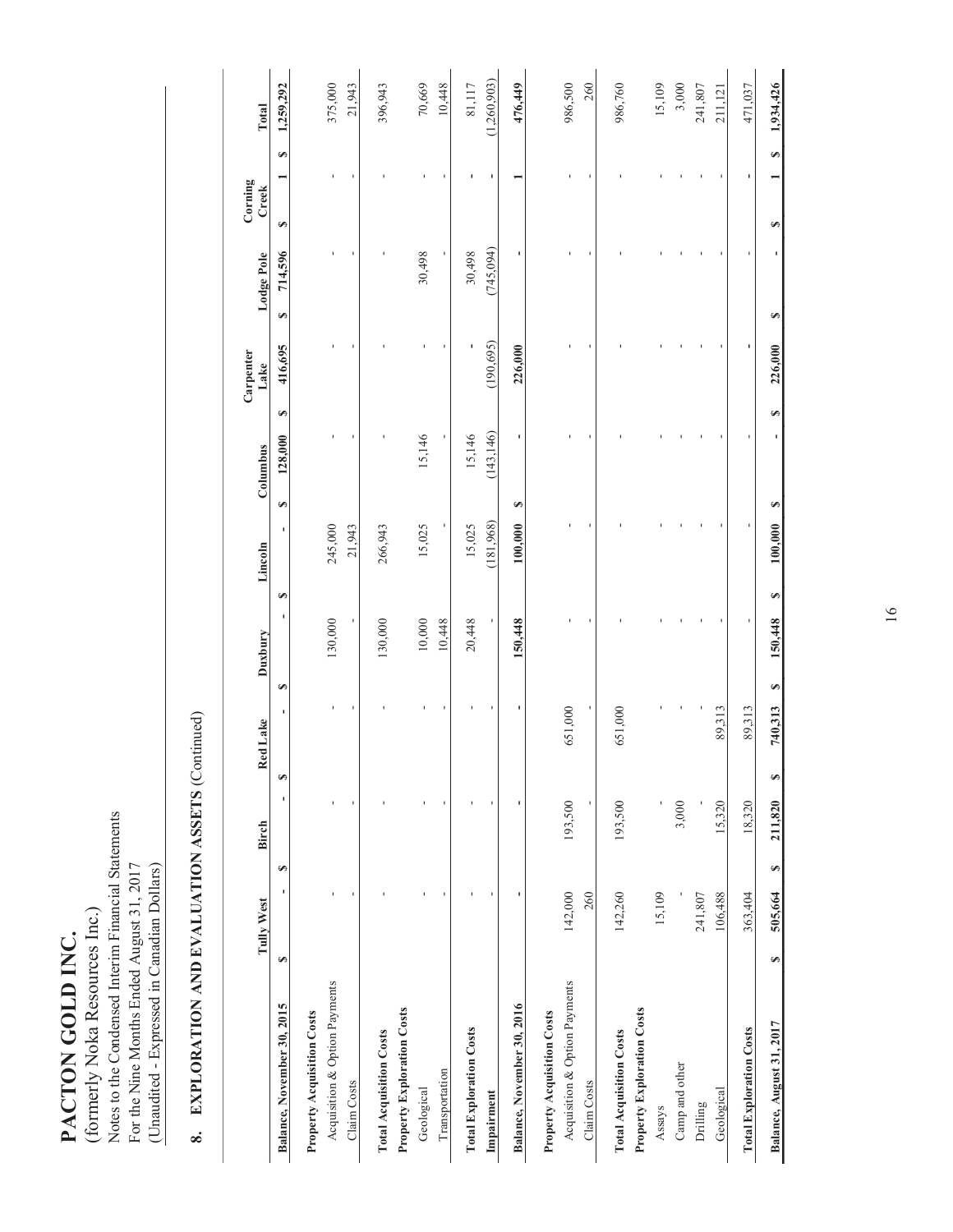# PACTON GOLD INC.

(formerly Noka Resources Inc.)
Notes to the Condensed Interim Financial Statements
For the Nine Months Ended August 31, 2017
(Unaudited - Expressed in Canadian Dollars)

## 8. EXPLORATION AND EVALUATION ASSETS (Continued)

| | Tully West | Birch | Red Lake | Duxbury | Lincoln | Columbus | Carpenter Lake | Lodge Pole | Corning Creek | Total |
|---|---|---|---|---|---|---|---|---|---|---|
| **Balance, November 30, 2015** | $ - | $ - | $ - | $ - | $ - | $ 128,000 | $ 416,695 | $ 714,596 | $ 1 | $ 1,259,292 |
| **Property Acquisition Costs** | | | | | | | | | | |
| Acquisition & Option Payments | - | - | - | 130,000 | 245,000 | - | - | - | - | 375,000 |
| Claim Costs | - | - | - | - | 21,943 | - | - | - | - | 21,943 |
| **Total Acquisition Costs** | - | - | - | 130,000 | 266,943 | - | - | - | - | 396,943 |
| **Property Exploration Costs** | | | | | | | | | | |
| Geological | - | - | - | 10,000 | 15,025 | 15,146 | - | 30,498 | - | 70,669 |
| Transportation | - | - | - | 10,448 | - | - | - | - | - | 10,448 |
| **Total Exploration Costs** | - | - | - | 20,448 | 15,025 | 15,146 | - | 30,498 | - | 81,117 |
| **Impairment** | - | - | - | - | (181,968) | (143,146) | (190,695) | (745,094) | - | (1,260,903) |
| **Balance, November 30, 2016** | - | - | - | 150,448 | 100,000 | $ - | 226,000 | - | 1 | 476,449 |
| **Property Acquisition Costs** | | | | | | | | | | |
| Acquisition & Option Payments | 142,000 | 193,500 | 651,000 | - | - | - | - | - | - | 986,500 |
| Claim Costs | 260 | - | - | - | - | - | - | - | - | 260 |
| **Total Acquisition Costs** | 142,260 | 193,500 | 651,000 | - | - | - | - | - | - | 986,760 |
| **Property Exploration Costs** | | | | | | | | | | |
| Assays | 15,109 | - | - | - | - | - | - | - | - | 15,109 |
| Camp and other | - | 3,000 | - | - | - | - | - | - | - | 3,000 |
| Drilling | 241,807 | - | - | - | - | - | - | - | - | 241,807 |
| Geological | 106,488 | 15,320 | 89,313 | - | - | - | - | - | - | 211,121 |
| **Total Exploration Costs** | 363,404 | 18,320 | 89,313 | - | - | - | - | - | - | 471,037 |
| **Balance, August 31, 2017** | $ 505,664 | $ 211,820 | $ 740,313 | $ 150,448 | $ 100,000 | $ - | $ 226,000 | $ - | $ 1 | $ 1,934,426 |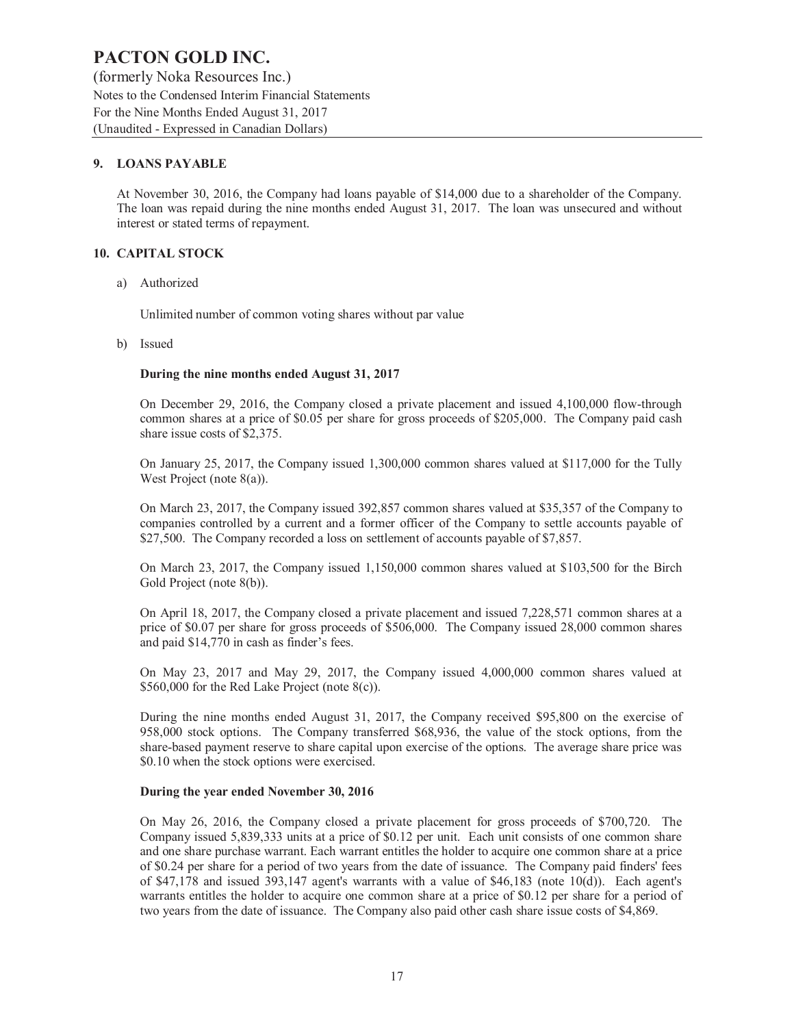## 9. LOANS PAYABLE

At November 30, 2016, the Company had loans payable of $14,000 due to a shareholder of the Company. The loan was repaid during the nine months ended August 31, 2017. The loan was unsecured and without interest or stated terms of repayment.

## 10. CAPITAL STOCK

a) Authorized

Unlimited number of common voting shares without par value

b) Issued

**During the nine months ended August 31, 2017**

On December 29, 2016, the Company closed a private placement and issued 4,100,000 flow-through common shares at a price of $0.05 per share for gross proceeds of $205,000. The Company paid cash share issue costs of $2,375.

On January 25, 2017, the Company issued 1,300,000 common shares valued at $117,000 for the Tully West Project (note 8(a)).

On March 23, 2017, the Company issued 392,857 common shares valued at $35,357 of the Company to companies controlled by a current and a former officer of the Company to settle accounts payable of $27,500. The Company recorded a loss on settlement of accounts payable of $7,857.

On March 23, 2017, the Company issued 1,150,000 common shares valued at $103,500 for the Birch Gold Project (note 8(b)).

On April 18, 2017, the Company closed a private placement and issued 7,228,571 common shares at a price of $0.07 per share for gross proceeds of $506,000. The Company issued 28,000 common shares and paid $14,770 in cash as finder's fees.

On May 23, 2017 and May 29, 2017, the Company issued 4,000,000 common shares valued at $560,000 for the Red Lake Project (note 8(c)).

During the nine months ended August 31, 2017, the Company received $95,800 on the exercise of 958,000 stock options. The Company transferred $68,936, the value of the stock options, from the share-based payment reserve to share capital upon exercise of the options. The average share price was $0.10 when the stock options were exercised.

**During the year ended November 30, 2016**

On May 26, 2016, the Company closed a private placement for gross proceeds of $700,720. The Company issued 5,839,333 units at a price of $0.12 per unit. Each unit consists of one common share and one share purchase warrant. Each warrant entitles the holder to acquire one common share at a price of $0.24 per share for a period of two years from the date of issuance. The Company paid finders' fees of $47,178 and issued 393,147 agent's warrants with a value of $46,183 (note 10(d)). Each agent's warrants entitles the holder to acquire one common share at a price of $0.12 per share for a period of two years from the date of issuance. The Company also paid other cash share issue costs of $4,869.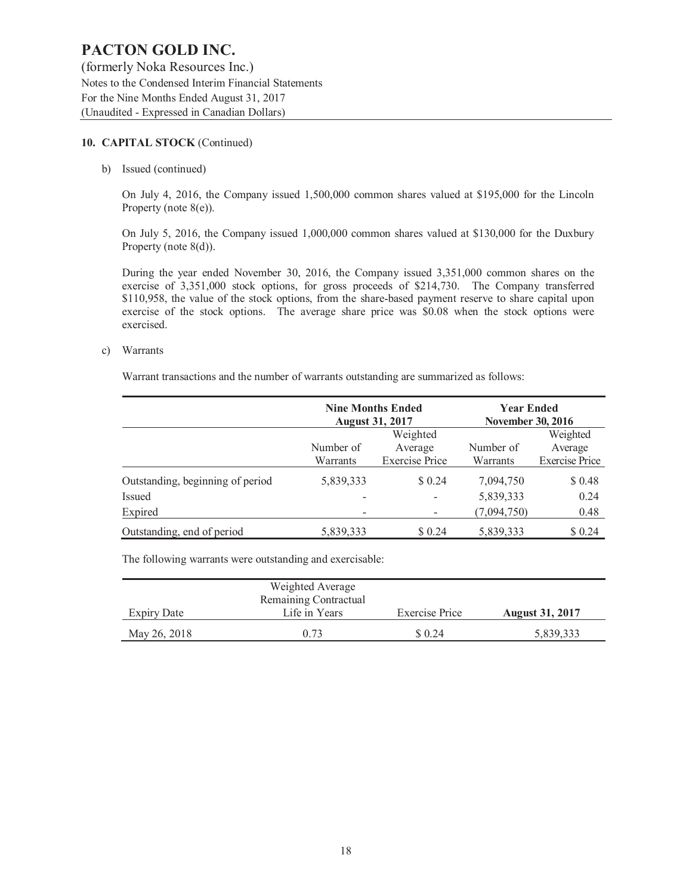# PACTON GOLD INC.

(formerly Noka Resources Inc.)
Notes to the Condensed Interim Financial Statements
For the Nine Months Ended August 31, 2017
(Unaudited - Expressed in Canadian Dollars)

## 10. CAPITAL STOCK (Continued)

b) Issued (continued)

On July 4, 2016, the Company issued 1,500,000 common shares valued at $195,000 for the Lincoln Property (note 8(e)).

On July 5, 2016, the Company issued 1,000,000 common shares valued at $130,000 for the Duxbury Property (note 8(d)).

During the year ended November 30, 2016, the Company issued 3,351,000 common shares on the exercise of 3,351,000 stock options, for gross proceeds of $214,730. The Company transferred $110,958, the value of the stock options, from the share-based payment reserve to share capital upon exercise of the stock options. The average share price was $0.08 when the stock options were exercised.

c) Warrants

Warrant transactions and the number of warrants outstanding are summarized as follows:

| | **Nine Months Ended August 31, 2017** | | **Year Ended November 30, 2016** | |
|---|---|---|---|---|
| | Number of Warrants | Weighted Average Exercise Price | Number of Warrants | Weighted Average Exercise Price |
| Outstanding, beginning of period | 5,839,333 | $ 0.24 | 7,094,750 | $ 0.48 |
| Issued | - | - | 5,839,333 | 0.24 |
| Expired | - | - | (7,094,750) | 0.48 |
| Outstanding, end of period | 5,839,333 | $ 0.24 | 5,839,333 | $ 0.24 |

The following warrants were outstanding and exercisable:

| Expiry Date | Weighted Average Remaining Contractual Life in Years | Exercise Price | **August 31, 2017** |
|---|---|---|---|
| May 26, 2018 | 0.73 | $ 0.24 | 5,839,333 |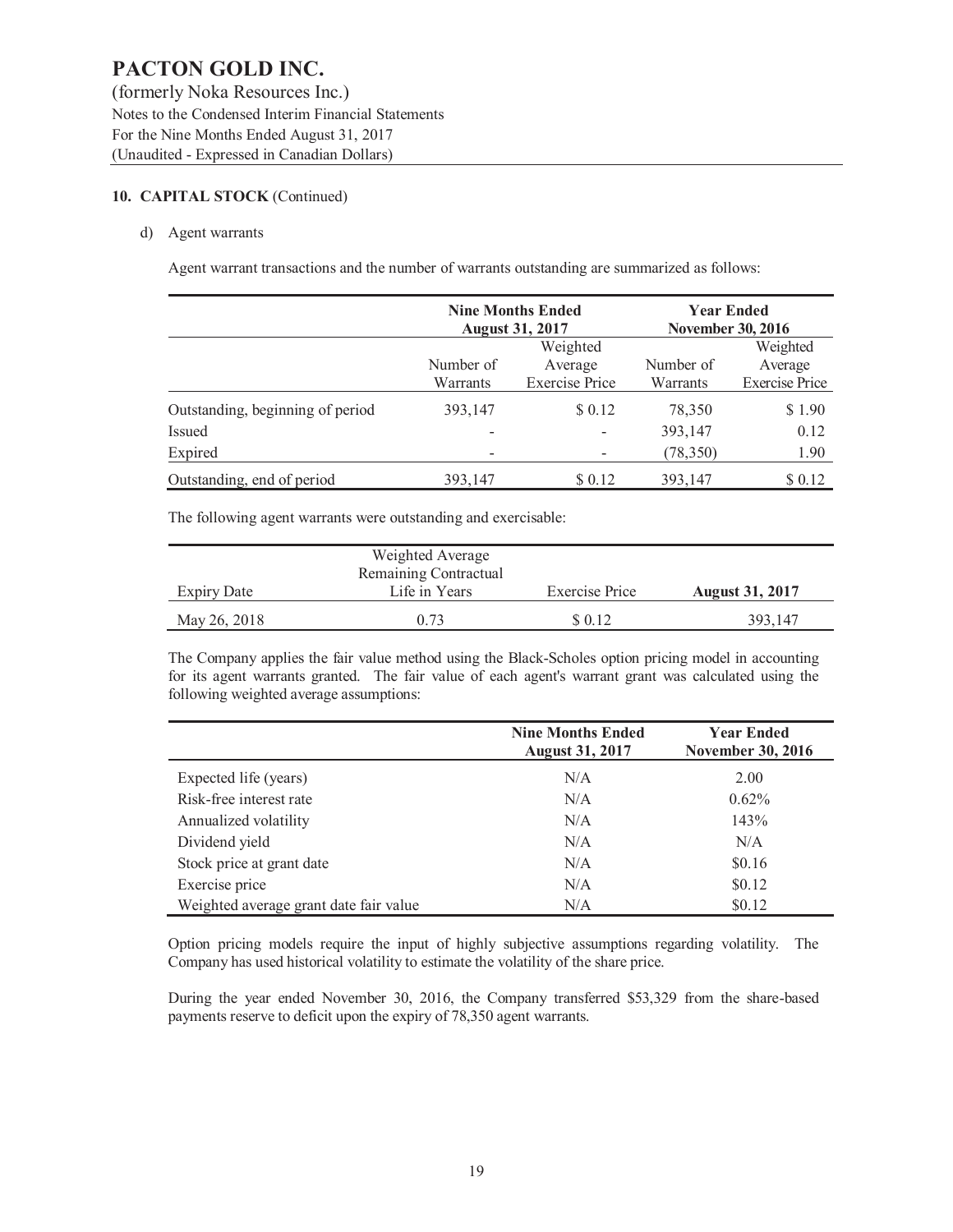# PACTON GOLD INC.

(formerly Noka Resources Inc.)
Notes to the Condensed Interim Financial Statements
For the Nine Months Ended August 31, 2017
(Unaudited - Expressed in Canadian Dollars)

**10. CAPITAL STOCK** (Continued)

d) Agent warrants

Agent warrant transactions and the number of warrants outstanding are summarized as follows:

| | **Nine Months Ended August 31, 2017** | | **Year Ended November 30, 2016** | |
|---|---|---|---|---|
| | Number of Warrants | Weighted Average Exercise Price | Number of Warrants | Weighted Average Exercise Price |
| Outstanding, beginning of period | 393,147 | $ 0.12 | 78,350 | $ 1.90 |
| Issued | - | - | 393,147 | 0.12 |
| Expired | - | - | (78,350) | 1.90 |
| Outstanding, end of period | 393,147 | $ 0.12 | 393,147 | $ 0.12 |

The following agent warrants were outstanding and exercisable:

| Expiry Date | Weighted Average Remaining Contractual Life in Years | Exercise Price | **August 31, 2017** |
|---|---|---|---|
| May 26, 2018 | 0.73 | $ 0.12 | 393,147 |

The Company applies the fair value method using the Black-Scholes option pricing model in accounting for its agent warrants granted. The fair value of each agent's warrant grant was calculated using the following weighted average assumptions:

| | **Nine Months Ended August 31, 2017** | **Year Ended November 30, 2016** |
|---|---|---|
| Expected life (years) | N/A | 2.00 |
| Risk-free interest rate | N/A | 0.62% |
| Annualized volatility | N/A | 143% |
| Dividend yield | N/A | N/A |
| Stock price at grant date | N/A | $0.16 |
| Exercise price | N/A | $0.12 |
| Weighted average grant date fair value | N/A | $0.12 |

Option pricing models require the input of highly subjective assumptions regarding volatility. The Company has used historical volatility to estimate the volatility of the share price.

During the year ended November 30, 2016, the Company transferred $53,329 from the share-based payments reserve to deficit upon the expiry of 78,350 agent warrants.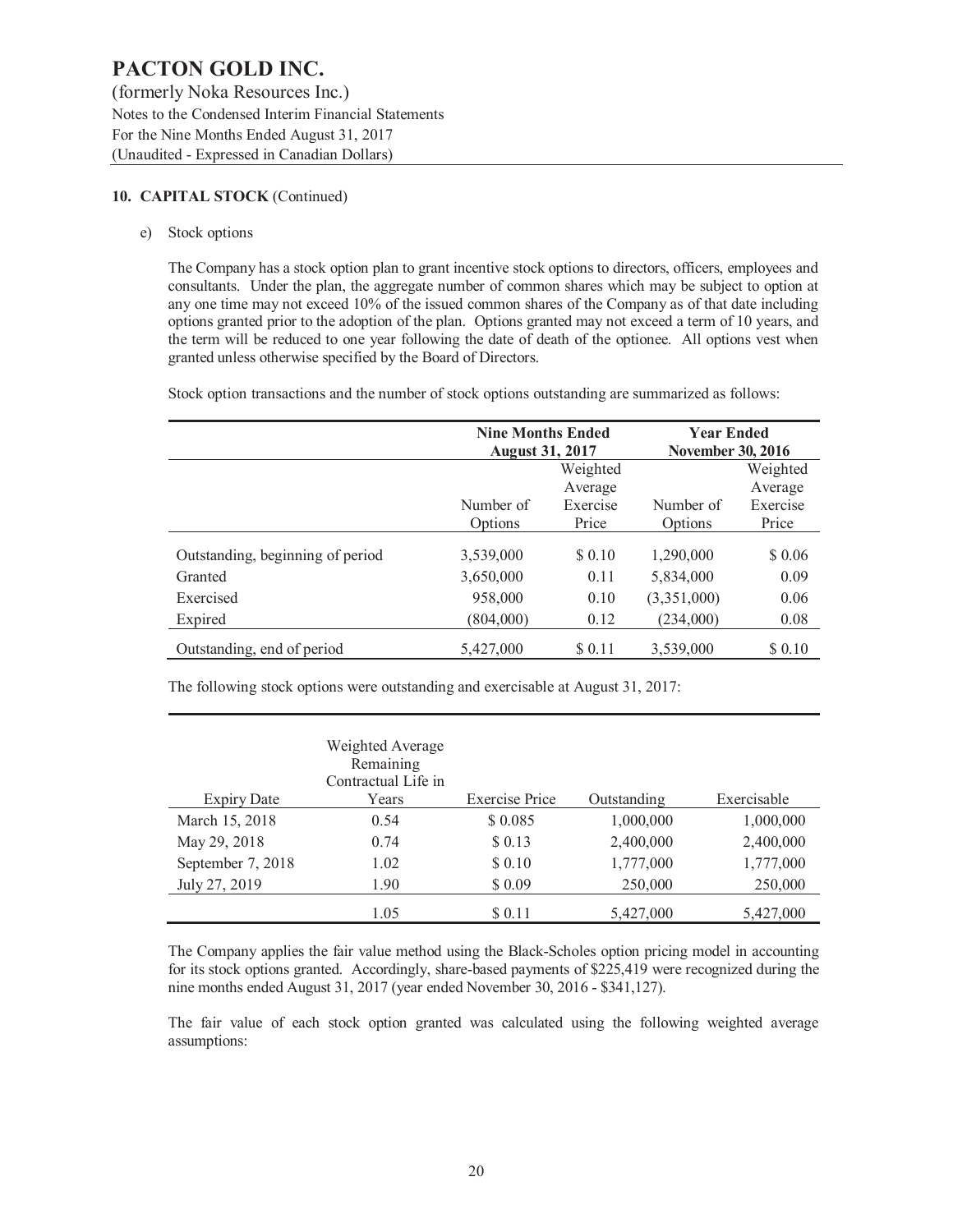# PACTON GOLD INC.

(formerly Noka Resources Inc.)
Notes to the Condensed Interim Financial Statements
For the Nine Months Ended August 31, 2017
(Unaudited - Expressed in Canadian Dollars)

**10. CAPITAL STOCK** (Continued)

e) Stock options

The Company has a stock option plan to grant incentive stock options to directors, officers, employees and consultants. Under the plan, the aggregate number of common shares which may be subject to option at any one time may not exceed 10% of the issued common shares of the Company as of that date including options granted prior to the adoption of the plan. Options granted may not exceed a term of 10 years, and the term will be reduced to one year following the date of death of the optionee. All options vest when granted unless otherwise specified by the Board of Directors.

Stock option transactions and the number of stock options outstanding are summarized as follows:

| | **Nine Months Ended August 31, 2017** | | **Year Ended November 30, 2016** | |
|---|---|---|---|---|
| | Number of Options | Weighted Average Exercise Price | Number of Options | Weighted Average Exercise Price |
| Outstanding, beginning of period | 3,539,000 | $ 0.10 | 1,290,000 | $ 0.06 |
| Granted | 3,650,000 | 0.11 | 5,834,000 | 0.09 |
| Exercised | 958,000 | 0.10 | (3,351,000) | 0.06 |
| Expired | (804,000) | 0.12 | (234,000) | 0.08 |
| Outstanding, end of period | 5,427,000 | $ 0.11 | 3,539,000 | $ 0.10 |

The following stock options were outstanding and exercisable at August 31, 2017:

| Expiry Date | Weighted Average Remaining Contractual Life in Years | Exercise Price | Outstanding | Exercisable |
|---|---|---|---|---|
| March 15, 2018 | 0.54 | $ 0.085 | 1,000,000 | 1,000,000 |
| May 29, 2018 | 0.74 | $ 0.13 | 2,400,000 | 2,400,000 |
| September 7, 2018 | 1.02 | $ 0.10 | 1,777,000 | 1,777,000 |
| July 27, 2019 | 1.90 | $ 0.09 | 250,000 | 250,000 |
| | 1.05 | $ 0.11 | 5,427,000 | 5,427,000 |

The Company applies the fair value method using the Black-Scholes option pricing model in accounting for its stock options granted. Accordingly, share-based payments of $225,419 were recognized during the nine months ended August 31, 2017 (year ended November 30, 2016 - $341,127).

The fair value of each stock option granted was calculated using the following weighted average assumptions: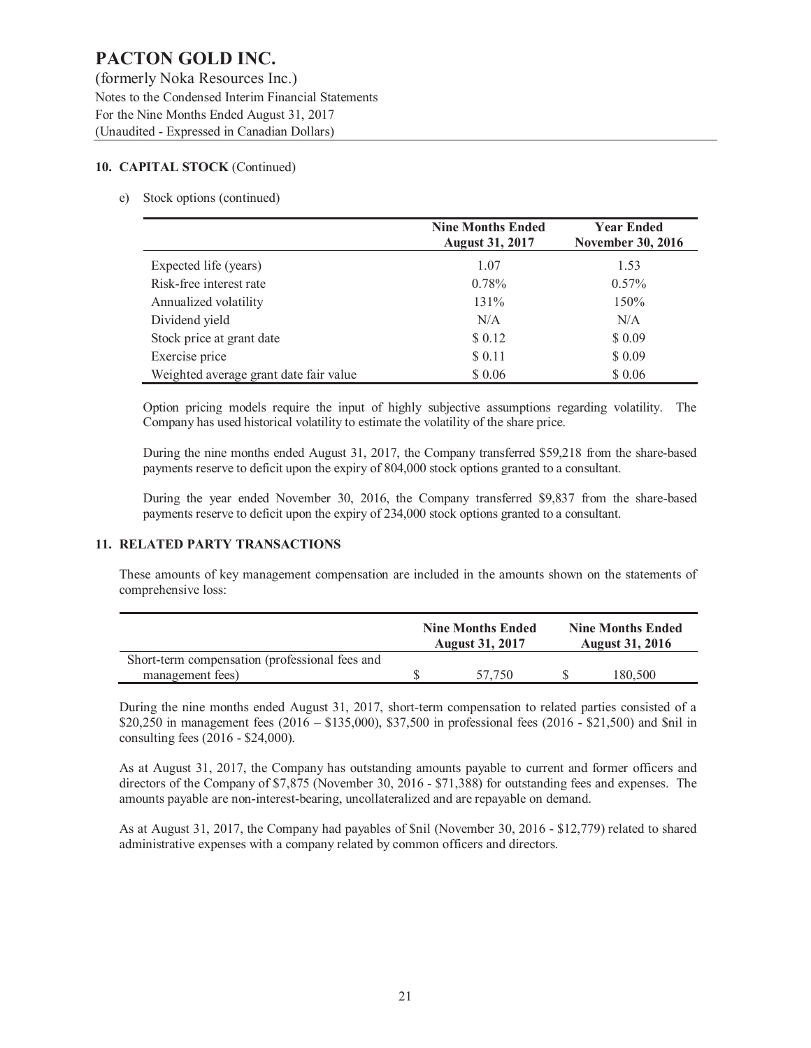# PACTON GOLD INC.

(formerly Noka Resources Inc.)
Notes to the Condensed Interim Financial Statements
For the Nine Months Ended August 31, 2017
(Unaudited - Expressed in Canadian Dollars)

## 10. CAPITAL STOCK (Continued)

e) Stock options (continued)

| | Nine Months Ended August 31, 2017 | Year Ended November 30, 2016 |
|---|---|---|
| Expected life (years) | 1.07 | 1.53 |
| Risk-free interest rate | 0.78% | 0.57% |
| Annualized volatility | 131% | 150% |
| Dividend yield | N/A | N/A |
| Stock price at grant date | $ 0.12 | $ 0.09 |
| Exercise price | $ 0.11 | $ 0.09 |
| Weighted average grant date fair value | $ 0.06 | $ 0.06 |

Option pricing models require the input of highly subjective assumptions regarding volatility. The Company has used historical volatility to estimate the volatility of the share price.

During the nine months ended August 31, 2017, the Company transferred $59,218 from the share-based payments reserve to deficit upon the expiry of 804,000 stock options granted to a consultant.

During the year ended November 30, 2016, the Company transferred $9,837 from the share-based payments reserve to deficit upon the expiry of 234,000 stock options granted to a consultant.

## 11. RELATED PARTY TRANSACTIONS

These amounts of key management compensation are included in the amounts shown on the statements of comprehensive loss:

| | Nine Months Ended August 31, 2017 | Nine Months Ended August 31, 2016 |
|---|---|---|
| Short-term compensation (professional fees and management fees) | $ 57,750 | $ 180,500 |

During the nine months ended August 31, 2017, short-term compensation to related parties consisted of a $20,250 in management fees (2016 – $135,000), $37,500 in professional fees (2016 - $21,500) and $nil in consulting fees (2016 - $24,000).

As at August 31, 2017, the Company has outstanding amounts payable to current and former officers and directors of the Company of $7,875 (November 30, 2016 - $71,388) for outstanding fees and expenses. The amounts payable are non-interest-bearing, uncollateralized and are repayable on demand.

As at August 31, 2017, the Company had payables of $nil (November 30, 2016 - $12,779) related to shared administrative expenses with a company related by common officers and directors.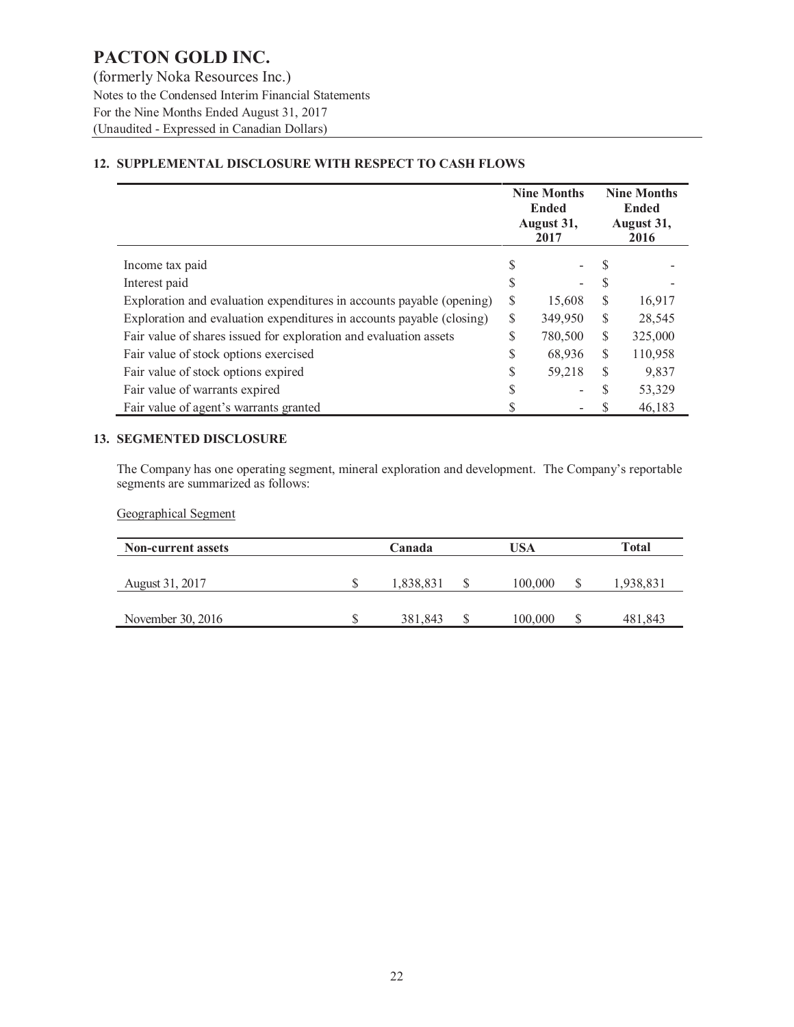# PACTON GOLD INC.

(formerly Noka Resources Inc.)
Notes to the Condensed Interim Financial Statements
For the Nine Months Ended August 31, 2017
(Unaudited - Expressed in Canadian Dollars)

## 12. SUPPLEMENTAL DISCLOSURE WITH RESPECT TO CASH FLOWS

| | Nine Months Ended August 31, 2017 | Nine Months Ended August 31, 2016 |
|---|---|---|
| Income tax paid | $ - | $ - |
| Interest paid | $ - | $ - |
| Exploration and evaluation expenditures in accounts payable (opening) | $ 15,608 | $ 16,917 |
| Exploration and evaluation expenditures in accounts payable (closing) | $ 349,950 | $ 28,545 |
| Fair value of shares issued for exploration and evaluation assets | $ 780,500 | $ 325,000 |
| Fair value of stock options exercised | $ 68,936 | $ 110,958 |
| Fair value of stock options expired | $ 59,218 | $ 9,837 |
| Fair value of warrants expired | $ - | $ 53,329 |
| Fair value of agent's warrants granted | $ - | $ 46,183 |

## 13. SEGMENTED DISCLOSURE

The Company has one operating segment, mineral exploration and development. The Company's reportable segments are summarized as follows:

Geographical Segment

| Non-current assets | Canada | USA | Total |
|---|---|---|---|
| August 31, 2017 | $ 1,838,831 | $ 100,000 | $ 1,938,831 |
| November 30, 2016 | $ 381,843 | $ 100,000 | $ 481,843 |